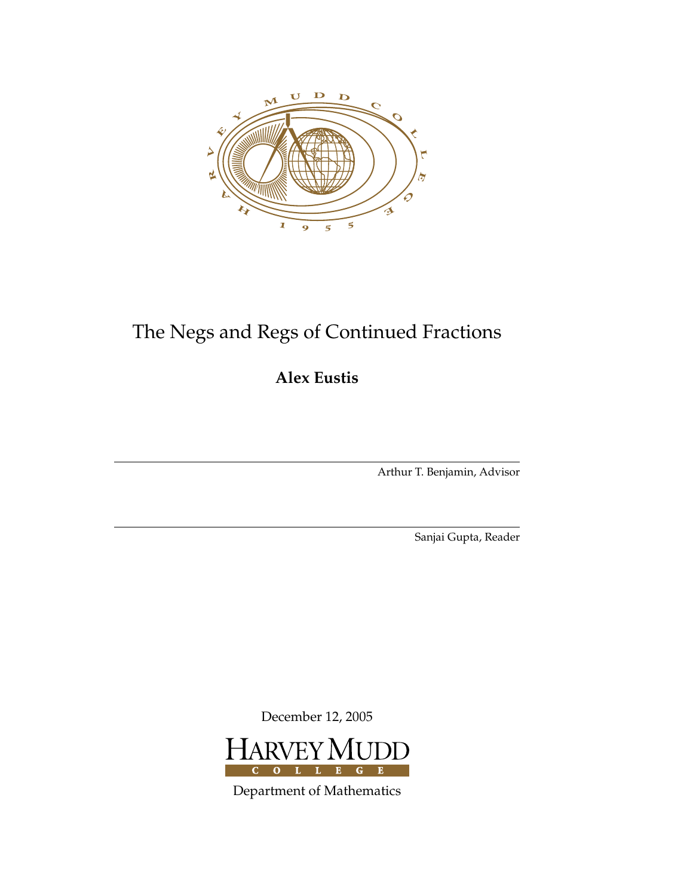# The Negs and Regs of Continued Fractions

**Alex Eustis**

Arthur T. Benjamin, Advisor

Sanjai Gupta, Reader

December 12, 2005

HARVEY MUDD COLLEGE

Department of Mathematics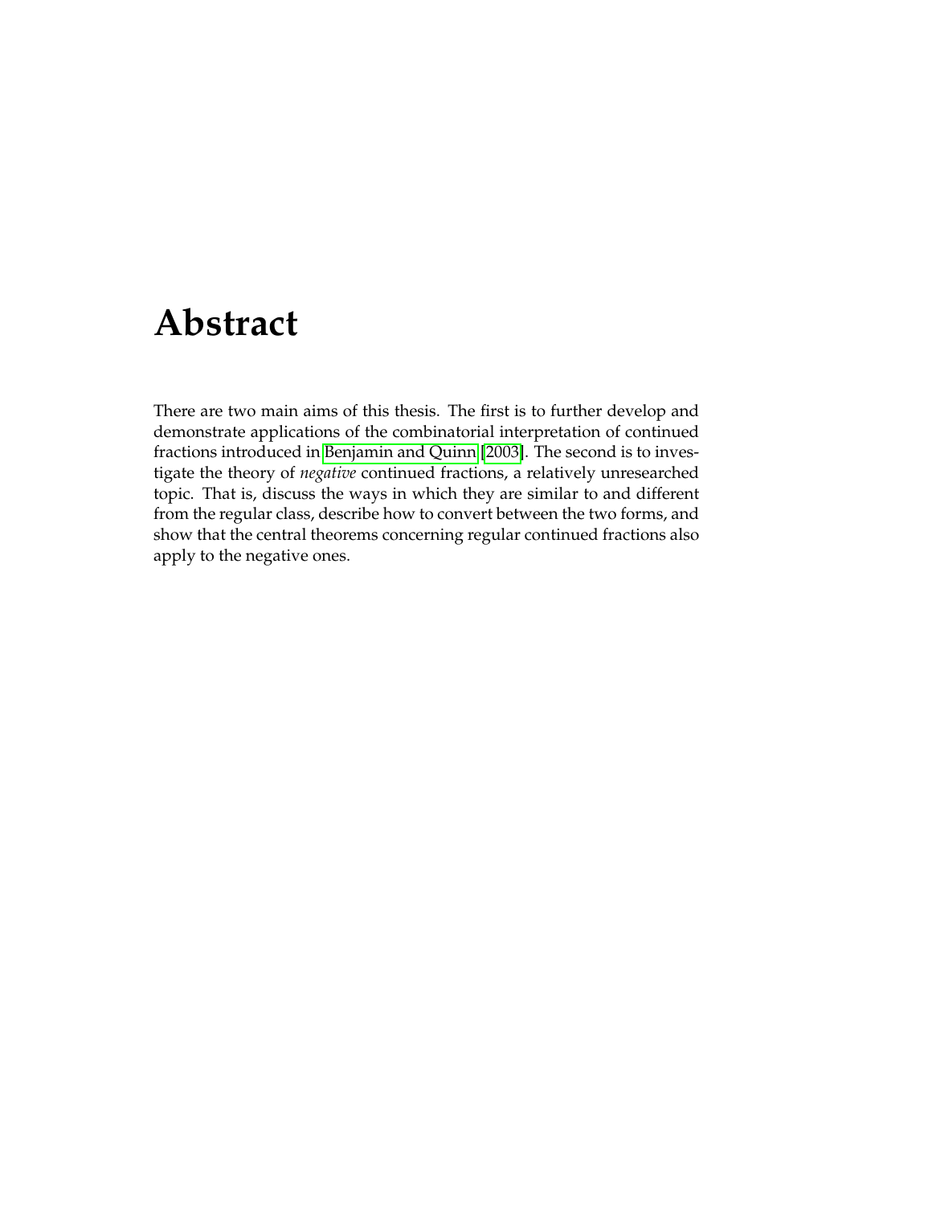# Abstract

There are two main aims of this thesis. The first is to further develop and demonstrate applications of the combinatorial interpretation of continued fractions introduced in Benjamin and Quinn [2003]. The second is to investigate the theory of *negative* continued fractions, a relatively unresearched topic. That is, discuss the ways in which they are similar to and different from the regular class, describe how to convert between the two forms, and show that the central theorems concerning regular continued fractions also apply to the negative ones.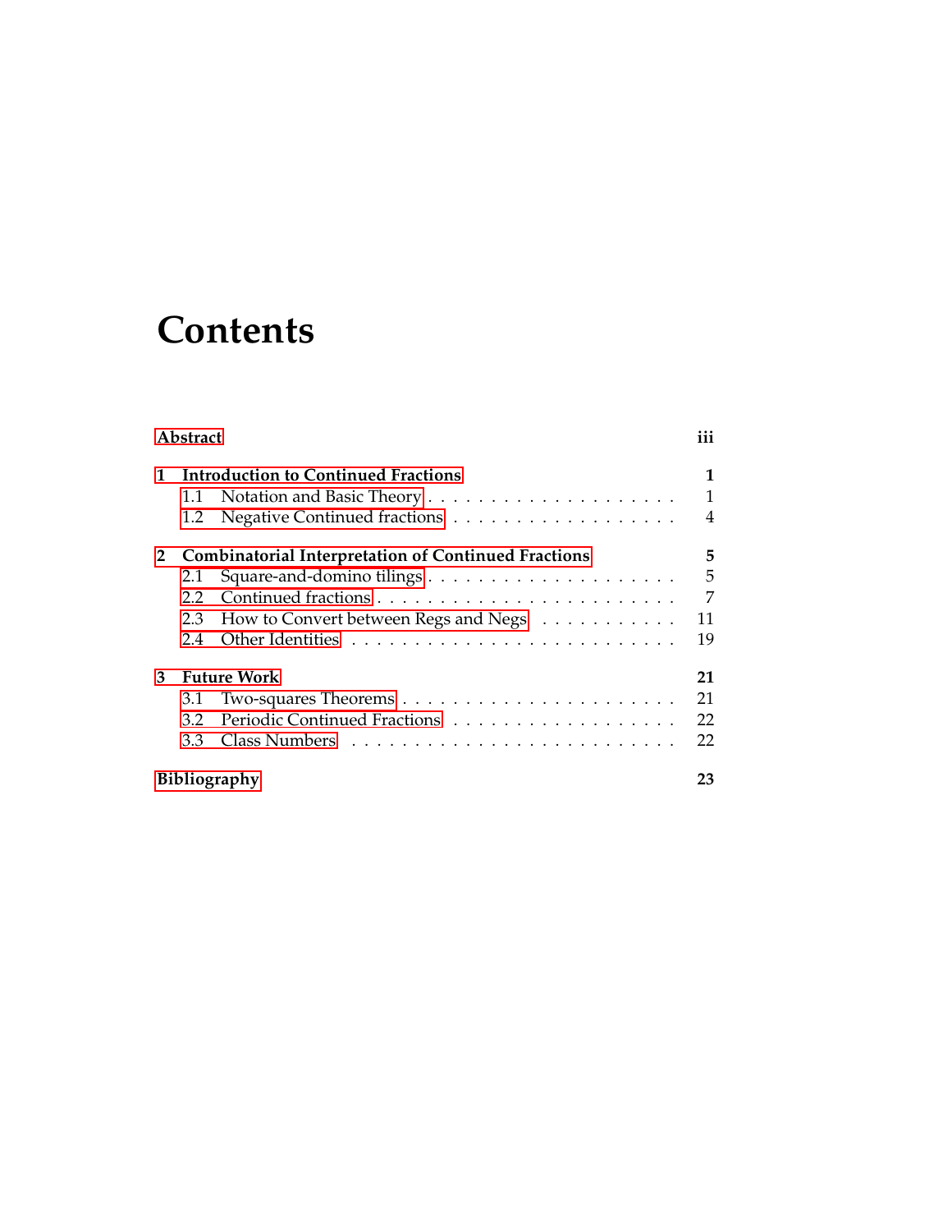# Contents

| | |
|---|---|
| **Abstract** | **iii** |
| **1 Introduction to Continued Fractions** | **1** |
| 1.1 Notation and Basic Theory | 1 |
| 1.2 Negative Continued fractions | 4 |
| **2 Combinatorial Interpretation of Continued Fractions** | **5** |
| 2.1 Square-and-domino tilings | 5 |
| 2.2 Continued fractions | 7 |
| 2.3 How to Convert between Regs and Negs | 11 |
| 2.4 Other Identities | 19 |
| **3 Future Work** | **21** |
| 3.1 Two-squares Theorems | 21 |
| 3.2 Periodic Continued Fractions | 22 |
| 3.3 Class Numbers | 22 |
| **Bibliography** | **23** |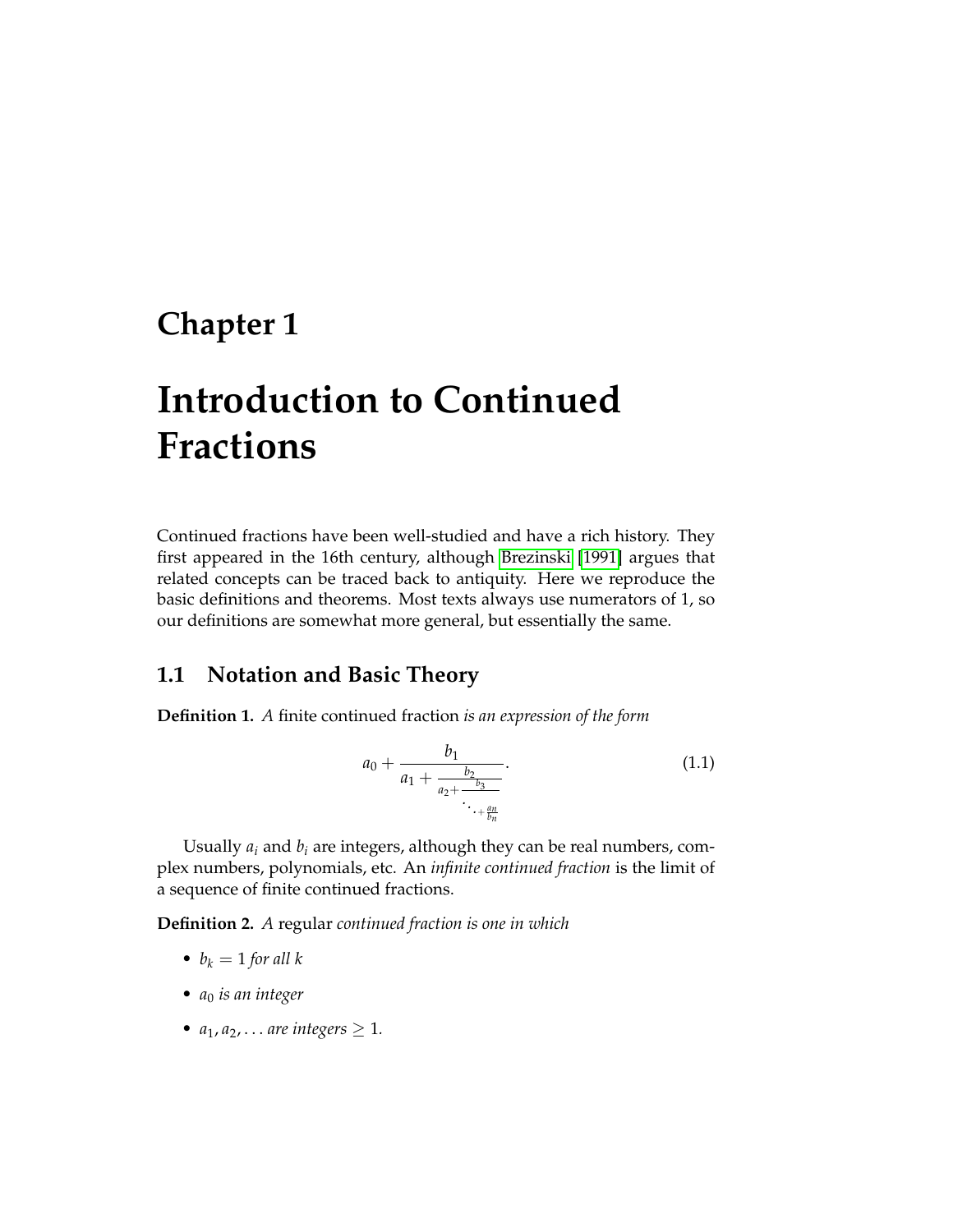# Chapter 1

# Introduction to Continued Fractions

Continued fractions have been well-studied and have a rich history. They first appeared in the 16th century, although Brezinski [1991] argues that related concepts can be traced back to antiquity. Here we reproduce the basic definitions and theorems. Most texts always use numerators of 1, so our definitions are somewhat more general, but essentially the same.

## 1.1 Notation and Basic Theory

**Definition 1.** *A* finite continued fraction *is an expression of the form*

$$a_0 + \cfrac{b_1}{a_1 + \cfrac{b_2}{a_2 + \cfrac{b_3}{\ddots + \frac{a_n}{b_n}}}}. \tag{1.1}$$

Usually $a_i$ and $b_i$ are integers, although they can be real numbers, complex numbers, polynomials, etc. An *infinite continued fraction* is the limit of a sequence of finite continued fractions.

**Definition 2.** *A* regular *continued fraction is one in which*

- $b_k = 1$ *for all* $k$
- $a_0$ *is an integer*
- $a_1, a_2, \ldots$ *are integers* $\geq 1$.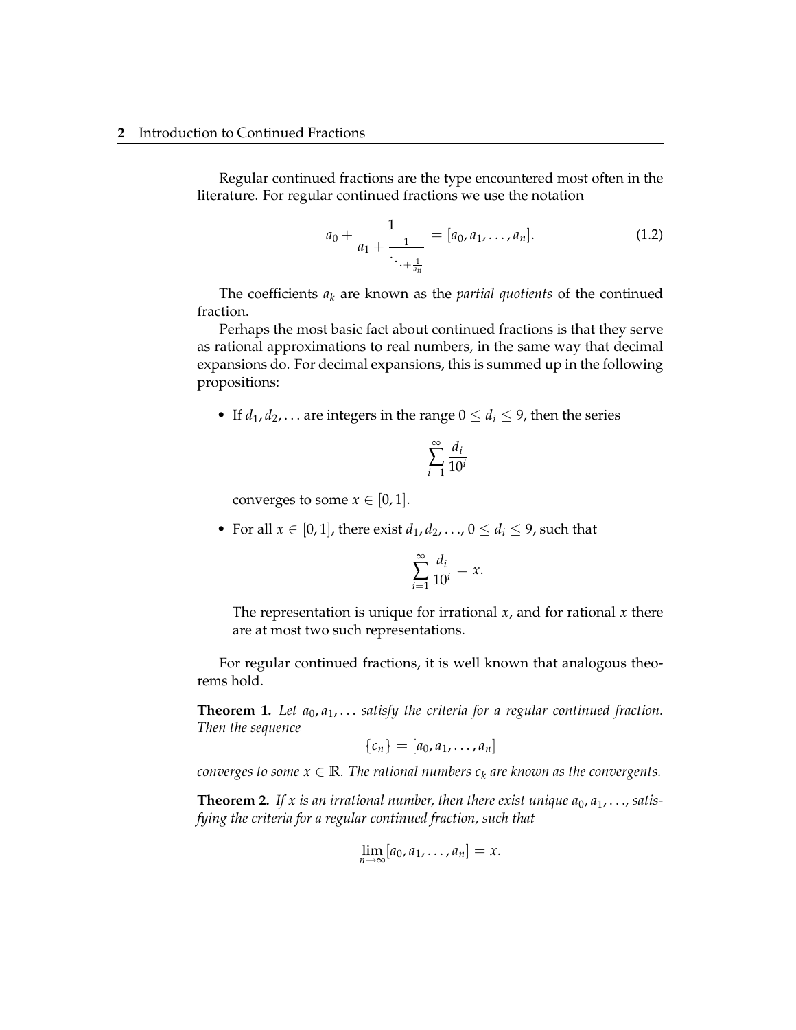Regular continued fractions are the type encountered most often in the literature. For regular continued fractions we use the notation

$$a_0 + \cfrac{1}{a_1 + \cfrac{1}{\ddots + \frac{1}{a_n}}} = [a_0, a_1, \ldots, a_n]. \tag{1.2}$$

The coefficients $a_k$ are known as the *partial quotients* of the continued fraction.

Perhaps the most basic fact about continued fractions is that they serve as rational approximations to real numbers, in the same way that decimal expansions do. For decimal expansions, this is summed up in the following propositions:

- If $d_1, d_2, \ldots$ are integers in the range $0 \le d_i \le 9$, then the series

  $$\sum_{i=1}^{\infty} \frac{d_i}{10^i}$$

  converges to some $x \in [0, 1]$.

- For all $x \in [0, 1]$, there exist $d_1, d_2, \ldots$, $0 \le d_i \le 9$, such that

  $$\sum_{i=1}^{\infty} \frac{d_i}{10^i} = x.$$

  The representation is unique for irrational $x$, and for rational $x$ there are at most two such representations.

For regular continued fractions, it is well known that analogous theorems hold.

**Theorem 1.** *Let $a_0, a_1, \ldots$ satisfy the criteria for a regular continued fraction. Then the sequence*

$$\{c_n\} = [a_0, a_1, \ldots, a_n]$$

*converges to some $x \in \mathbb{R}$. The rational numbers $c_k$ are known as the convergents.*

**Theorem 2.** *If $x$ is an irrational number, then there exist unique $a_0, a_1, \ldots$, satisfying the criteria for a regular continued fraction, such that*

$$\lim_{n \to \infty} [a_0, a_1, \ldots, a_n] = x.$$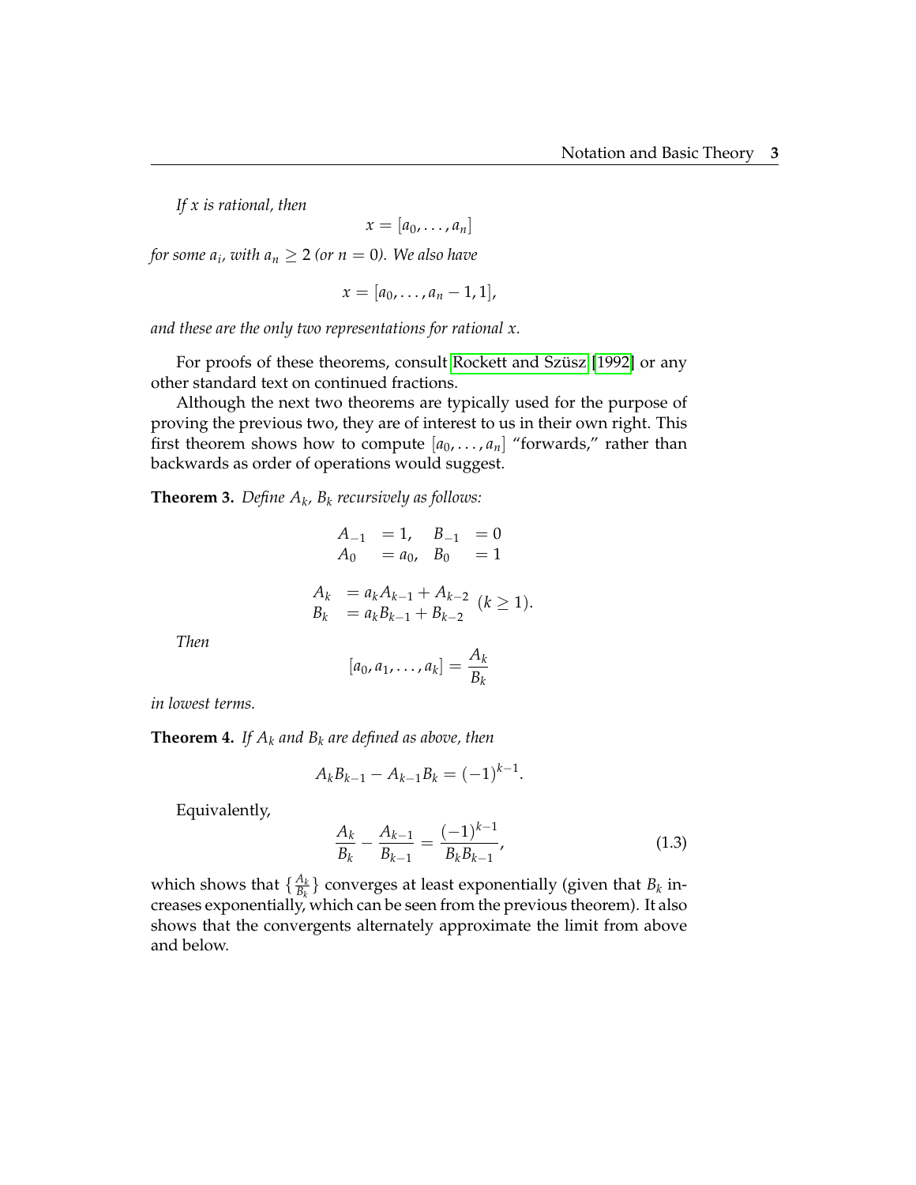*If $x$ is rational, then*

$$x = [a_0, \ldots, a_n]$$

*for some $a_i$, with $a_n \geq 2$ (or $n = 0$). We also have*

$$x = [a_0, \ldots, a_n - 1, 1],$$

*and these are the only two representations for rational $x$.*

For proofs of these theorems, consult Rockett and Szüsz [1992] or any other standard text on continued fractions.

Although the next two theorems are typically used for the purpose of proving the previous two, they are of interest to us in their own right. This first theorem shows how to compute $[a_0, \ldots, a_n]$ "forwards," rather than backwards as order of operations would suggest.

**Theorem 3.** *Define $A_k$, $B_k$ recursively as follows:*

$$\begin{aligned} A_{-1} &= 1, \quad B_{-1} = 0 \\ A_0 &= a_0, \quad B_0 = 1 \end{aligned}$$

$$\left.\begin{aligned} A_k &= a_k A_{k-1} + A_{k-2} \\ B_k &= a_k B_{k-1} + B_{k-2} \end{aligned}\right. \quad (k \geq 1).$$

*Then*

$$[a_0, a_1, \ldots, a_k] = \frac{A_k}{B_k}$$

*in lowest terms.*

**Theorem 4.** *If $A_k$ and $B_k$ are defined as above, then*

$$A_k B_{k-1} - A_{k-1} B_k = (-1)^{k-1}.$$

Equivalently,

$$\frac{A_k}{B_k} - \frac{A_{k-1}}{B_{k-1}} = \frac{(-1)^{k-1}}{B_k B_{k-1}}, \tag{1.3}$$

which shows that $\{\frac{A_k}{B_k}\}$ converges at least exponentially (given that $B_k$ increases exponentially, which can be seen from the previous theorem). It also shows that the convergents alternately approximate the limit from above and below.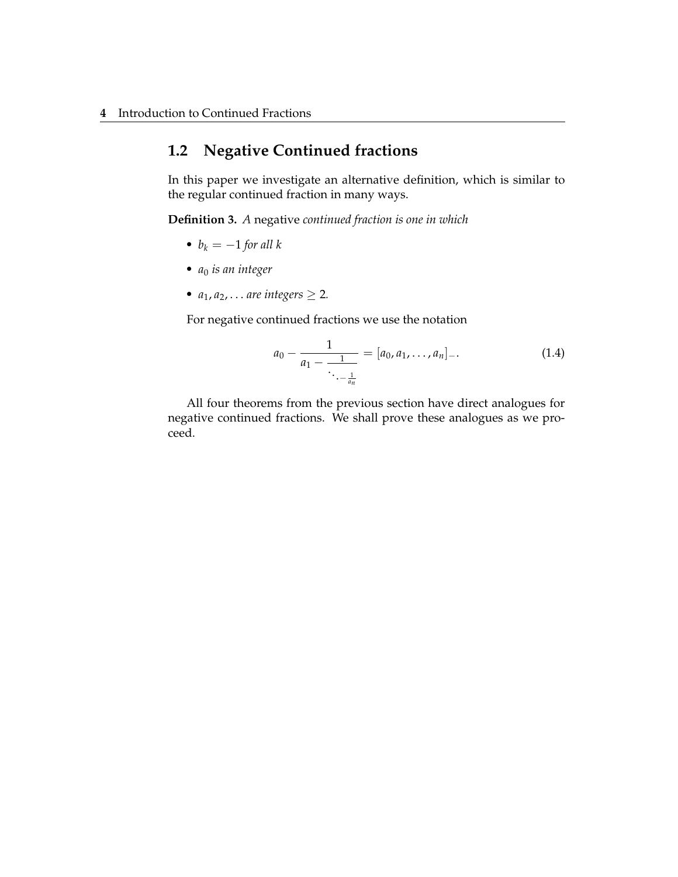## 1.2 Negative Continued fractions

In this paper we investigate an alternative definition, which is similar to the regular continued fraction in many ways.

**Definition 3.** *A* negative *continued fraction is one in which*

- $b_k = -1$ *for all* $k$
- $a_0$ *is an integer*
- $a_1, a_2, \ldots$ *are integers* $\geq 2$.

For negative continued fractions we use the notation

$$a_0 - \cfrac{1}{a_1 - \cfrac{1}{\ddots - \frac{1}{a_n}}} = [a_0, a_1, \ldots, a_n]_-. \tag{1.4}$$

All four theorems from the previous section have direct analogues for negative continued fractions. We shall prove these analogues as we proceed.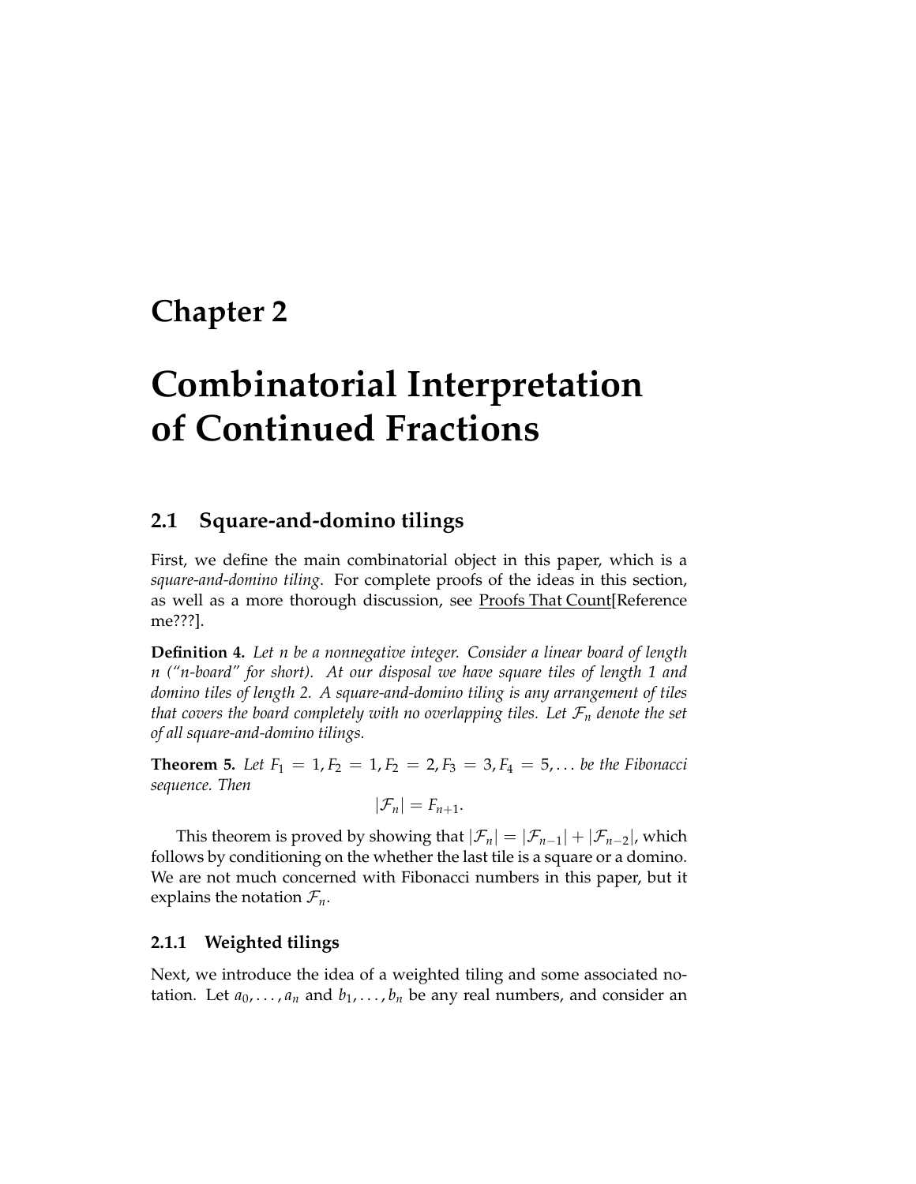# Chapter 2

# Combinatorial Interpretation of Continued Fractions

## 2.1 Square-and-domino tilings

First, we define the main combinatorial object in this paper, which is a *square-and-domino tiling*. For complete proofs of the ideas in this section, as well as a more thorough discussion, see Proofs That Count[Reference me???].

**Definition 4.** *Let $n$ be a nonnegative integer. Consider a linear board of length $n$ ("n-board" for short). At our disposal we have square tiles of length 1 and domino tiles of length 2. A square-and-domino tiling is any arrangement of tiles that covers the board completely with no overlapping tiles. Let $\mathcal{F}_n$ denote the set of all square-and-domino tilings.*

**Theorem 5.** *Let $F_1 = 1, F_2 = 1, F_2 = 2, F_3 = 3, F_4 = 5, \ldots$ be the Fibonacci sequence. Then*

$$|\mathcal{F}_n| = F_{n+1}.$$

This theorem is proved by showing that $|\mathcal{F}_n| = |\mathcal{F}_{n-1}| + |\mathcal{F}_{n-2}|$, which follows by conditioning on the whether the last tile is a square or a domino. We are not much concerned with Fibonacci numbers in this paper, but it explains the notation $\mathcal{F}_n$.

### 2.1.1 Weighted tilings

Next, we introduce the idea of a weighted tiling and some associated notation. Let $a_0, \ldots, a_n$ and $b_1, \ldots, b_n$ be any real numbers, and consider an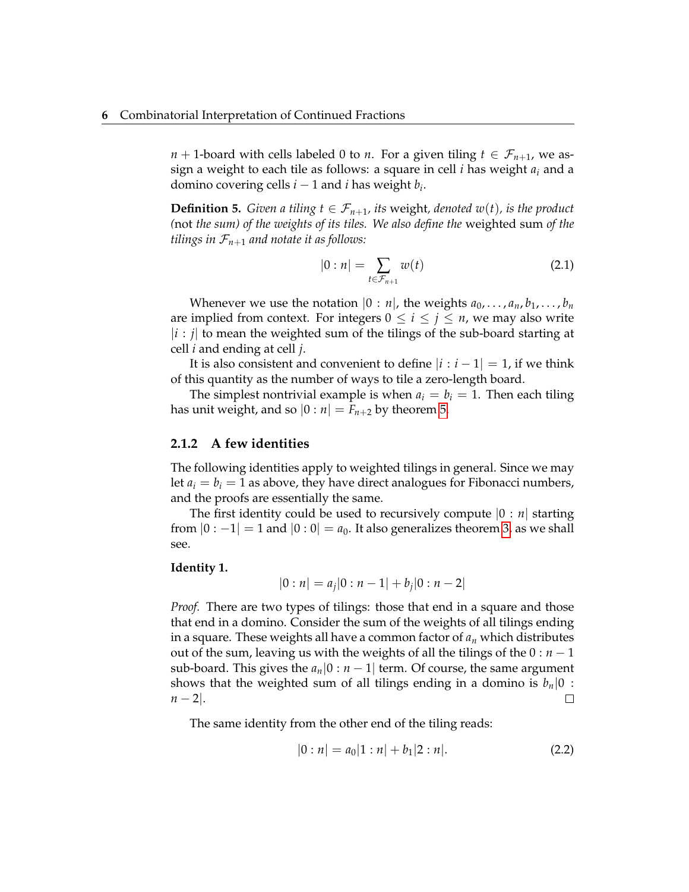$n+1$-board with cells labeled 0 to $n$. For a given tiling $t \in \mathcal{F}_{n+1}$, we assign a weight to each tile as follows: a square in cell $i$ has weight $a_i$ and a domino covering cells $i-1$ and $i$ has weight $b_i$.

**Definition 5.** *Given a tiling $t \in \mathcal{F}_{n+1}$, its* weight*, denoted $w(t)$, is the product (*not *the sum) of the weights of its tiles. We also define the* weighted sum *of the tilings in $\mathcal{F}_{n+1}$ and notate it as follows:*

$$|0:n| = \sum_{t \in \mathcal{F}_{n+1}} w(t) \tag{2.1}$$

Whenever we use the notation $|0:n|$, the weights $a_0, \ldots, a_n, b_1, \ldots, b_n$ are implied from context. For integers $0 \leq i \leq j \leq n$, we may also write $|i:j|$ to mean the weighted sum of the tilings of the sub-board starting at cell $i$ and ending at cell $j$.

It is also consistent and convenient to define $|i:i-1| = 1$, if we think of this quantity as the number of ways to tile a zero-length board.

The simplest nontrivial example is when $a_i = b_i = 1$. Then each tiling has unit weight, and so $|0:n| = F_{n+2}$ by theorem 5.

### 2.1.2 A few identities

The following identities apply to weighted tilings in general. Since we may let $a_i = b_i = 1$ as above, they have direct analogues for Fibonacci numbers, and the proofs are essentially the same.

The first identity could be used to recursively compute $|0:n|$ starting from $|0:-1| = 1$ and $|0:0| = a_0$. It also generalizes theorem 3, as we shall see.

**Identity 1.**

$$|0:n| = a_j|0:n-1| + b_j|0:n-2|$$

*Proof.* There are two types of tilings: those that end in a square and those that end in a domino. Consider the sum of the weights of all tilings ending in a square. These weights all have a common factor of $a_n$ which distributes out of the sum, leaving us with the weights of all the tilings of the $0:n-1$ sub-board. This gives the $a_n|0:n-1|$ term. Of course, the same argument shows that the weighted sum of all tilings ending in a domino is $b_n|0:n-2|$. □

The same identity from the other end of the tiling reads:

$$|0:n| = a_0|1:n| + b_1|2:n|. \tag{2.2}$$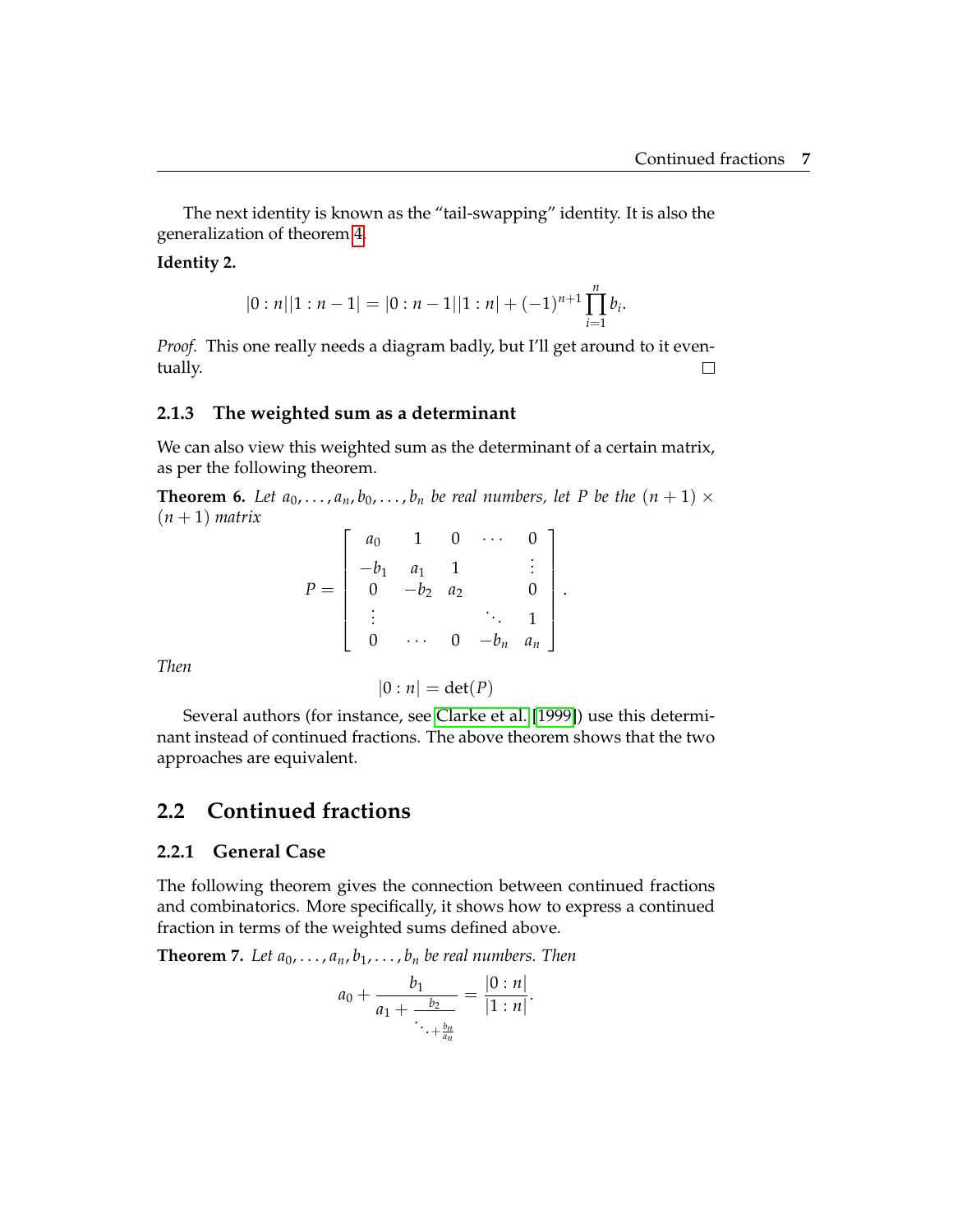The next identity is known as the “tail-swapping” identity. It is also the generalization of theorem 4.

**Identity 2.**

$$|0:n||1:n-1| = |0:n-1||1:n| + (-1)^{n+1}\prod_{i=1}^{n} b_i.$$

*Proof.* This one really needs a diagram badly, but I'll get around to it eventually. □

### 2.1.3 The weighted sum as a determinant

We can also view this weighted sum as the determinant of a certain matrix, as per the following theorem.

**Theorem 6.** *Let $a_0, \ldots, a_n, b_0, \ldots, b_n$ be real numbers, let $P$ be the $(n+1) \times (n+1)$ matrix*

$$P = \begin{bmatrix} a_0 & 1 & 0 & \cdots & 0 \\ -b_1 & a_1 & 1 & & \vdots \\ 0 & -b_2 & a_2 & & 0 \\ \vdots & & & \ddots & 1 \\ 0 & \cdots & 0 & -b_n & a_n \end{bmatrix}.$$

*Then*

$$|0:n| = \det(P)$$

Several authors (for instance, see Clarke et al. [1999]) use this determinant instead of continued fractions. The above theorem shows that the two approaches are equivalent.

## 2.2 Continued fractions

### 2.2.1 General Case

The following theorem gives the connection between continued fractions and combinatorics. More specifically, it shows how to express a continued fraction in terms of the weighted sums defined above.

**Theorem 7.** *Let $a_0, \ldots, a_n, b_1, \ldots, b_n$ be real numbers. Then*

$$a_0 + \cfrac{b_1}{a_1 + \cfrac{b_2}{\ddots + \frac{b_n}{a_n}}} = \frac{|0:n|}{|1:n|}.$$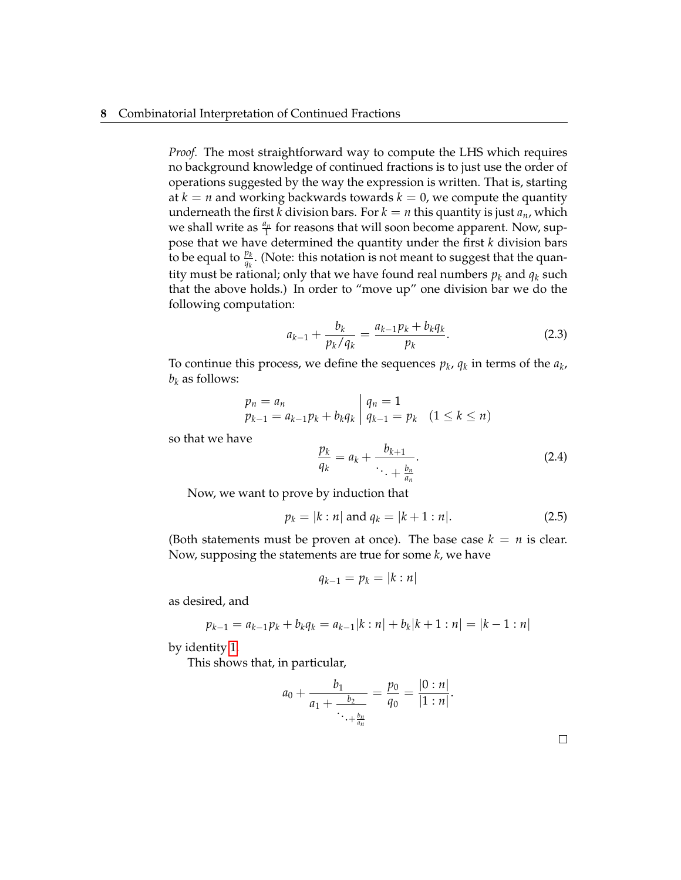*Proof.* The most straightforward way to compute the LHS which requires no background knowledge of continued fractions is to just use the order of operations suggested by the way the expression is written. That is, starting at $k = n$ and working backwards towards $k = 0$, we compute the quantity underneath the first $k$ division bars. For $k = n$ this quantity is just $a_n$, which we shall write as $\frac{a_n}{1}$ for reasons that will soon become apparent. Now, suppose that we have determined the quantity under the first $k$ division bars to be equal to $\frac{p_k}{q_k}$. (Note: this notation is not meant to suggest that the quantity must be rational; only that we have found real numbers $p_k$ and $q_k$ such that the above holds.) In order to "move up" one division bar we do the following computation:

$$a_{k-1} + \frac{b_k}{p_k/q_k} = \frac{a_{k-1}p_k + b_k q_k}{p_k}. \tag{2.3}$$

To continue this process, we define the sequences $p_k$, $q_k$ in terms of the $a_k$, $b_k$ as follows:

$$\begin{array}{l|l} p_n = a_n & q_n = 1 \\ p_{k-1} = a_{k-1}p_k + b_k q_k & q_{k-1} = p_k \quad (1 \leq k \leq n) \end{array}$$

so that we have

$$\frac{p_k}{q_k} = a_k + \cfrac{b_{k+1}}{\ddots + \frac{b_n}{a_n}}. \tag{2.4}$$

Now, we want to prove by induction that

$$p_k = |k : n| \text{ and } q_k = |k+1 : n|. \tag{2.5}$$

(Both statements must be proven at once). The base case $k = n$ is clear. Now, supposing the statements are true for some $k$, we have

$$q_{k-1} = p_k = |k : n|$$

as desired, and

$$p_{k-1} = a_{k-1}p_k + b_k q_k = a_{k-1}|k : n| + b_k|k+1 : n| = |k-1 : n|$$

by identity 1.

This shows that, in particular,

$$a_0 + \cfrac{b_1}{a_1 + \cfrac{b_2}{\ddots + \frac{b_n}{a_n}}} = \frac{p_0}{q_0} = \frac{|0 : n|}{|1 : n|}.$$

□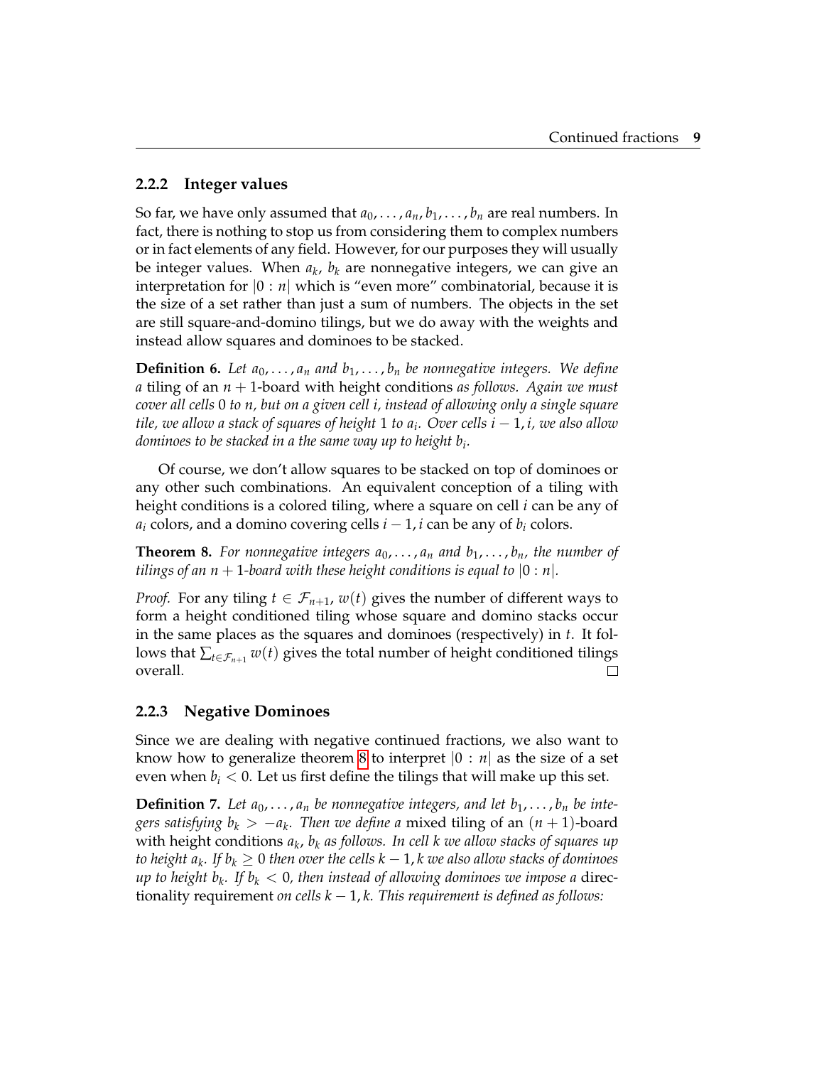### 2.2.2 Integer values

So far, we have only assumed that $a_0, \ldots, a_n, b_1, \ldots, b_n$ are real numbers. In fact, there is nothing to stop us from considering them to complex numbers or in fact elements of any field. However, for our purposes they will usually be integer values. When $a_k$, $b_k$ are nonnegative integers, we can give an interpretation for $|0 : n|$ which is "even more" combinatorial, because it is the size of a set rather than just a sum of numbers. The objects in the set are still square-and-domino tilings, but we do away with the weights and instead allow squares and dominoes to be stacked.

**Definition 6.** *Let $a_0, \ldots, a_n$ and $b_1, \ldots, b_n$ be nonnegative integers. We define a* tiling of an $n+1$-board with height conditions *as follows. Again we must cover all cells $0$ to $n$, but on a given cell $i$, instead of allowing only a single square tile, we allow a stack of squares of height $1$ to $a_i$. Over cells $i-1, i$, we also allow dominoes to be stacked in a the same way up to height $b_i$.*

Of course, we don't allow squares to be stacked on top of dominoes or any other such combinations. An equivalent conception of a tiling with height conditions is a colored tiling, where a square on cell $i$ can be any of $a_i$ colors, and a domino covering cells $i-1, i$ can be any of $b_i$ colors.

**Theorem 8.** *For nonnegative integers $a_0, \ldots, a_n$ and $b_1, \ldots, b_n$, the number of tilings of an $n+1$-board with these height conditions is equal to $|0 : n|$.*

*Proof.* For any tiling $t \in \mathcal{F}_{n+1}$, $w(t)$ gives the number of different ways to form a height conditioned tiling whose square and domino stacks occur in the same places as the squares and dominoes (respectively) in $t$. It follows that $\sum_{t \in \mathcal{F}_{n+1}} w(t)$ gives the total number of height conditioned tilings overall. □

### 2.2.3 Negative Dominoes

Since we are dealing with negative continued fractions, we also want to know how to generalize theorem 8 to interpret $|0 : n|$ as the size of a set even when $b_i < 0$. Let us first define the tilings that will make up this set.

**Definition 7.** *Let $a_0, \ldots, a_n$ be nonnegative integers, and let $b_1, \ldots, b_n$ be integers satisfying $b_k > -a_k$. Then we define a* mixed tiling of an $(n+1)$-board *with height conditions $a_k$, $b_k$ as follows. In cell $k$ we allow stacks of squares up to height $a_k$. If $b_k \geq 0$ then over the cells $k-1, k$ we also allow stacks of dominoes up to height $b_k$. If $b_k < 0$, then instead of allowing dominoes we impose a* directionality requirement *on cells $k-1, k$. This requirement is defined as follows:*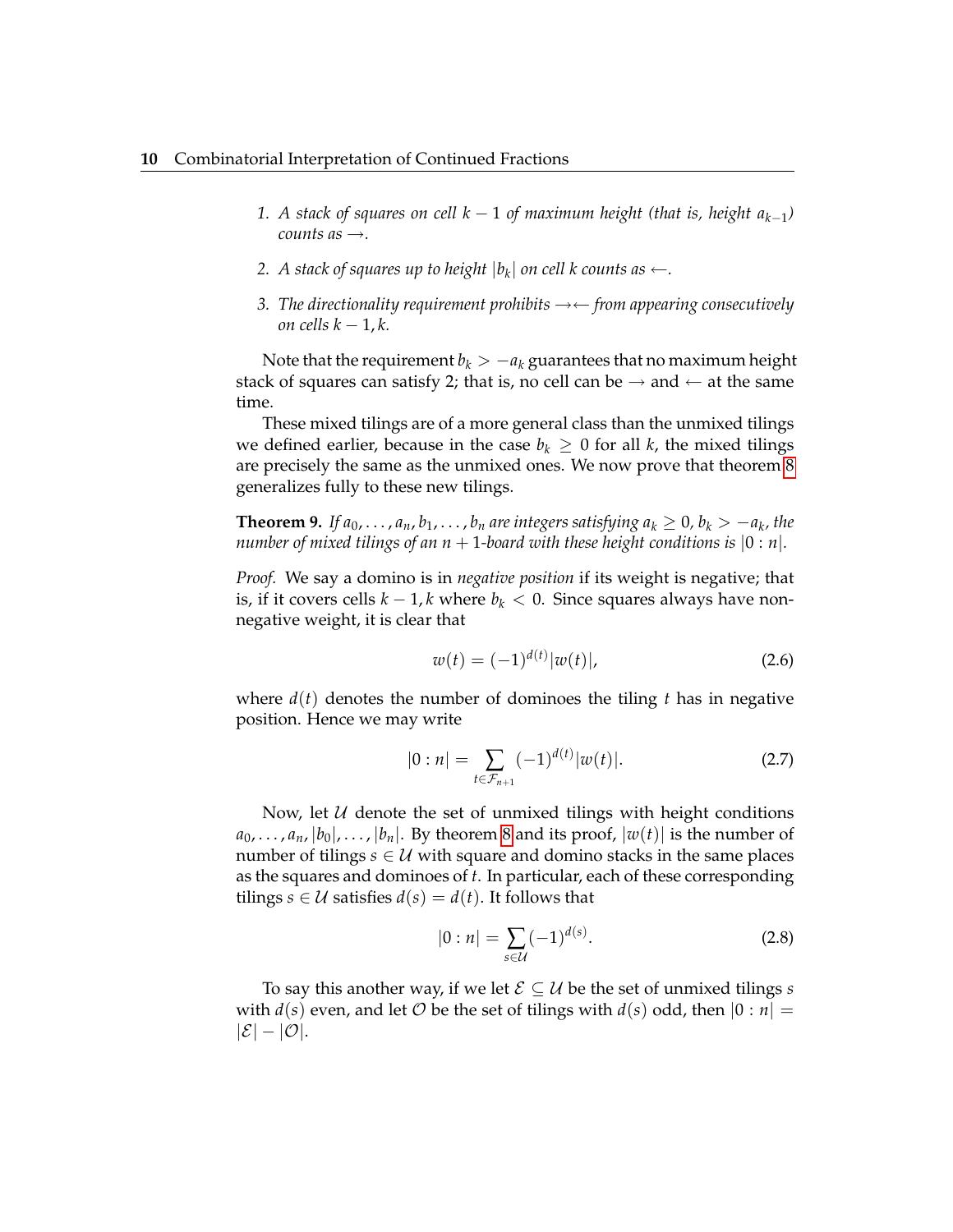1. *A stack of squares on cell $k-1$ of maximum height (that is, height $a_{k-1}$) counts as $\rightarrow$.*

2. *A stack of squares up to height $|b_k|$ on cell $k$ counts as $\leftarrow$.*

3. *The directionality requirement prohibits $\rightarrow\leftarrow$ from appearing consecutively on cells $k-1, k$.*

Note that the requirement $b_k > -a_k$ guarantees that no maximum height stack of squares can satisfy 2; that is, no cell can be $\rightarrow$ and $\leftarrow$ at the same time.

These mixed tilings are of a more general class than the unmixed tilings we defined earlier, because in the case $b_k \geq 0$ for all $k$, the mixed tilings are precisely the same as the unmixed ones. We now prove that theorem 8 generalizes fully to these new tilings.

**Theorem 9.** *If $a_0, \ldots, a_n, b_1, \ldots, b_n$ are integers satisfying $a_k \geq 0$, $b_k > -a_k$, the number of mixed tilings of an $n+1$-board with these height conditions is $|0 : n|$.*

*Proof.* We say a domino is in *negative position* if its weight is negative; that is, if it covers cells $k-1, k$ where $b_k < 0$. Since squares always have non-negative weight, it is clear that

$$w(t) = (-1)^{d(t)}|w(t)|, \tag{2.6}$$

where $d(t)$ denotes the number of dominoes the tiling $t$ has in negative position. Hence we may write

$$|0 : n| = \sum_{t \in \mathcal{F}_{n+1}} (-1)^{d(t)}|w(t)|. \tag{2.7}$$

Now, let $\mathcal{U}$ denote the set of unmixed tilings with height conditions $a_0, \ldots, a_n, |b_0|, \ldots, |b_n|$. By theorem 8 and its proof, $|w(t)|$ is the number of number of tilings $s \in \mathcal{U}$ with square and domino stacks in the same places as the squares and dominoes of $t$. In particular, each of these corresponding tilings $s \in \mathcal{U}$ satisfies $d(s) = d(t)$. It follows that

$$|0 : n| = \sum_{s \in \mathcal{U}} (-1)^{d(s)}. \tag{2.8}$$

To say this another way, if we let $\mathcal{E} \subseteq \mathcal{U}$ be the set of unmixed tilings $s$ with $d(s)$ even, and let $\mathcal{O}$ be the set of tilings with $d(s)$ odd, then $|0 : n| = |\mathcal{E}| - |\mathcal{O}|$.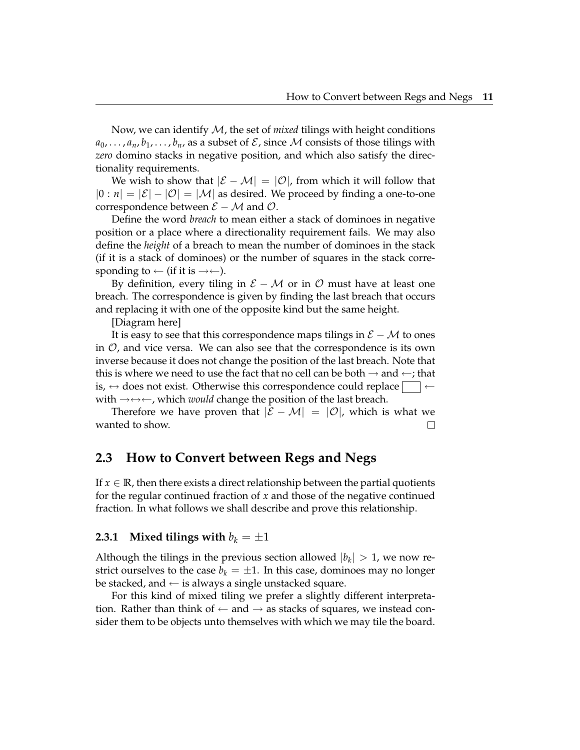Now, we can identify $\mathcal{M}$, the set of *mixed* tilings with height conditions $a_0, \ldots, a_n, b_1, \ldots, b_n$, as a subset of $\mathcal{E}$, since $\mathcal{M}$ consists of those tilings with *zero* domino stacks in negative position, and which also satisfy the directionality requirements.

We wish to show that $|\mathcal{E} - \mathcal{M}| = |\mathcal{O}|$, from which it will follow that $|0 : n| = |\mathcal{E}| - |\mathcal{O}| = |\mathcal{M}|$ as desired. We proceed by finding a one-to-one correspondence between $\mathcal{E} - \mathcal{M}$ and $\mathcal{O}$.

Define the word *breach* to mean either a stack of dominoes in negative position or a place where a directionality requirement fails. We may also define the *height* of a breach to mean the number of dominoes in the stack (if it is a stack of dominoes) or the number of squares in the stack corresponding to $\leftarrow$ (if it is $\rightarrow\leftarrow$).

By definition, every tiling in $\mathcal{E} - \mathcal{M}$ or in $\mathcal{O}$ must have at least one breach. The correspondence is given by finding the last breach that occurs and replacing it with one of the opposite kind but the same height.

[Diagram here]

It is easy to see that this correspondence maps tilings in $\mathcal{E} - \mathcal{M}$ to ones in $\mathcal{O}$, and vice versa. We can also see that the correspondence is its own inverse because it does not change the position of the last breach. Note that this is where we need to use the fact that no cell can be both $\rightarrow$ and $\leftarrow$; that is, $\leftrightarrow$ does not exist. Otherwise this correspondence could replace $\boxed{\phantom{xx}}\leftarrow$ with $\rightarrow\leftrightarrow\leftarrow$, which *would* change the position of the last breach.

Therefore we have proven that $|\mathcal{E} - \mathcal{M}| = |\mathcal{O}|$, which is what we wanted to show. $\square$

## 2.3 How to Convert between Regs and Negs

If $x \in \mathbb{R}$, then there exists a direct relationship between the partial quotients for the regular continued fraction of $x$ and those of the negative continued fraction. In what follows we shall describe and prove this relationship.

### 2.3.1 Mixed tilings with $b_k = \pm 1$

Although the tilings in the previous section allowed $|b_k| > 1$, we now restrict ourselves to the case $b_k = \pm 1$. In this case, dominoes may no longer be stacked, and $\leftarrow$ is always a single unstacked square.

For this kind of mixed tiling we prefer a slightly different interpretation. Rather than think of $\leftarrow$ and $\rightarrow$ as stacks of squares, we instead consider them to be objects unto themselves with which we may tile the board.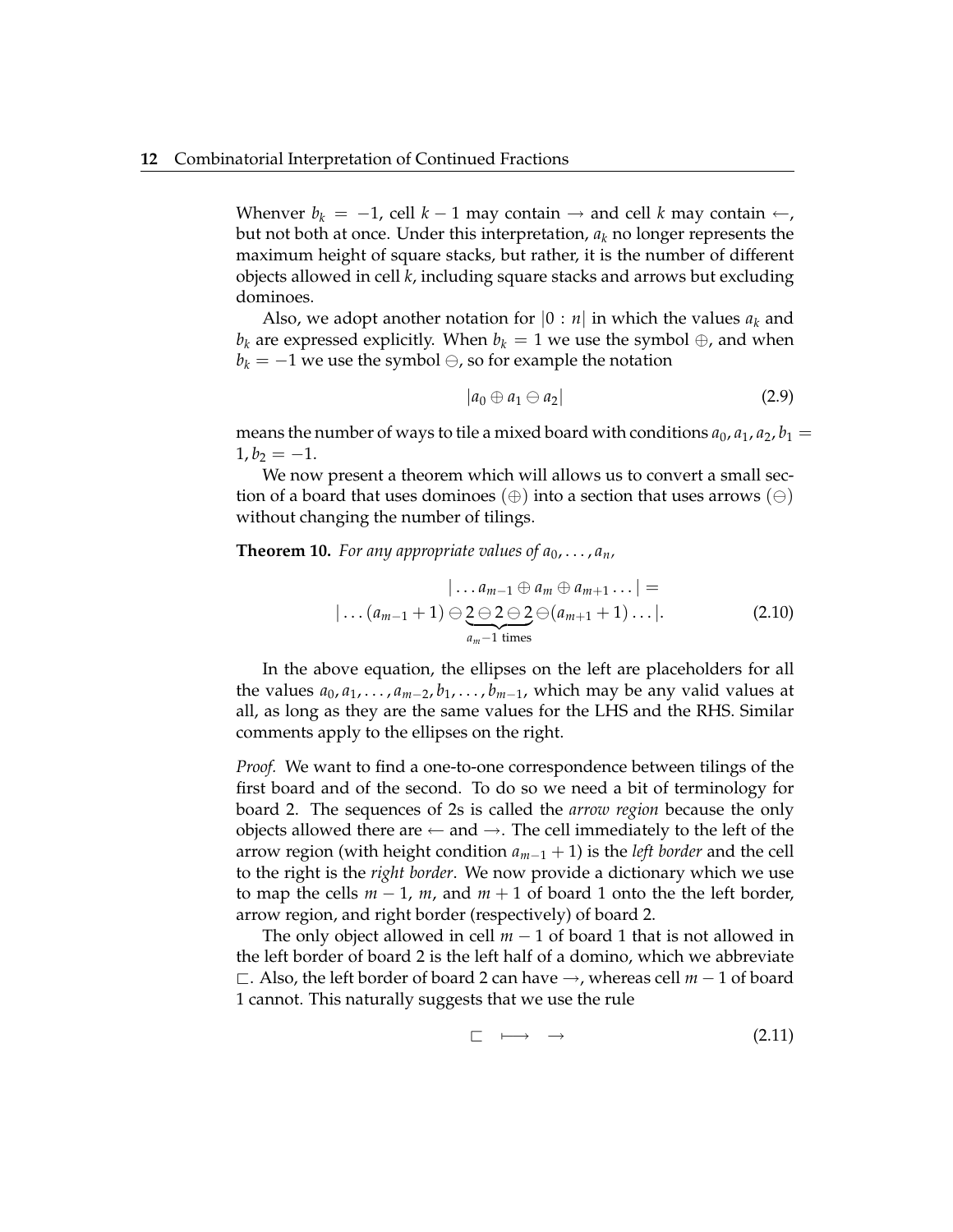Whenver $b_k = -1$, cell $k-1$ may contain $\rightarrow$ and cell $k$ may contain $\leftarrow$, but not both at once. Under this interpretation, $a_k$ no longer represents the maximum height of square stacks, but rather, it is the number of different objects allowed in cell $k$, including square stacks and arrows but excluding dominoes.

Also, we adopt another notation for $|0:n|$ in which the values $a_k$ and $b_k$ are expressed explicitly. When $b_k = 1$ we use the symbol $\oplus$, and when $b_k = -1$ we use the symbol $\ominus$, so for example the notation

$$|a_0 \oplus a_1 \ominus a_2| \tag{2.9}$$

means the number of ways to tile a mixed board with conditions $a_0, a_1, a_2, b_1 = 1, b_2 = -1$.

We now present a theorem which will allows us to convert a small section of a board that uses dominoes ($\oplus$) into a section that uses arrows ($\ominus$) without changing the number of tilings.

**Theorem 10.** *For any appropriate values of $a_0, \ldots, a_n$,*

$$\begin{gathered} |\ldots a_{m-1} \oplus a_m \oplus a_{m+1} \ldots| = \\ |\ldots (a_{m-1}+1) \ominus \underbrace{2 \ominus 2 \ominus 2}_{a_m - 1 \text{ times}} \ominus (a_{m+1}+1) \ldots|. \end{gathered} \tag{2.10}$$

In the above equation, the ellipses on the left are placeholders for all the values $a_0, a_1, \ldots, a_{m-2}, b_1, \ldots, b_{m-1}$, which may be any valid values at all, as long as they are the same values for the LHS and the RHS. Similar comments apply to the ellipses on the right.

*Proof.* We want to find a one-to-one correspondence between tilings of the first board and of the second. To do so we need a bit of terminology for board 2. The sequences of 2s is called the *arrow region* because the only objects allowed there are $\leftarrow$ and $\rightarrow$. The cell immediately to the left of the arrow region (with height condition $a_{m-1}+1$) is the *left border* and the cell to the right is the *right border*. We now provide a dictionary which we use to map the cells $m-1$, $m$, and $m+1$ of board 1 onto the the left border, arrow region, and right border (respectively) of board 2.

The only object allowed in cell $m-1$ of board 1 that is not allowed in the left border of board 2 is the left half of a domino, which we abbreviate $\sqsubset$. Also, the left border of board 2 can have $\rightarrow$, whereas cell $m-1$ of board 1 cannot. This naturally suggests that we use the rule

$$\sqsubset \quad \longmapsto \quad \rightarrow \tag{2.11}$$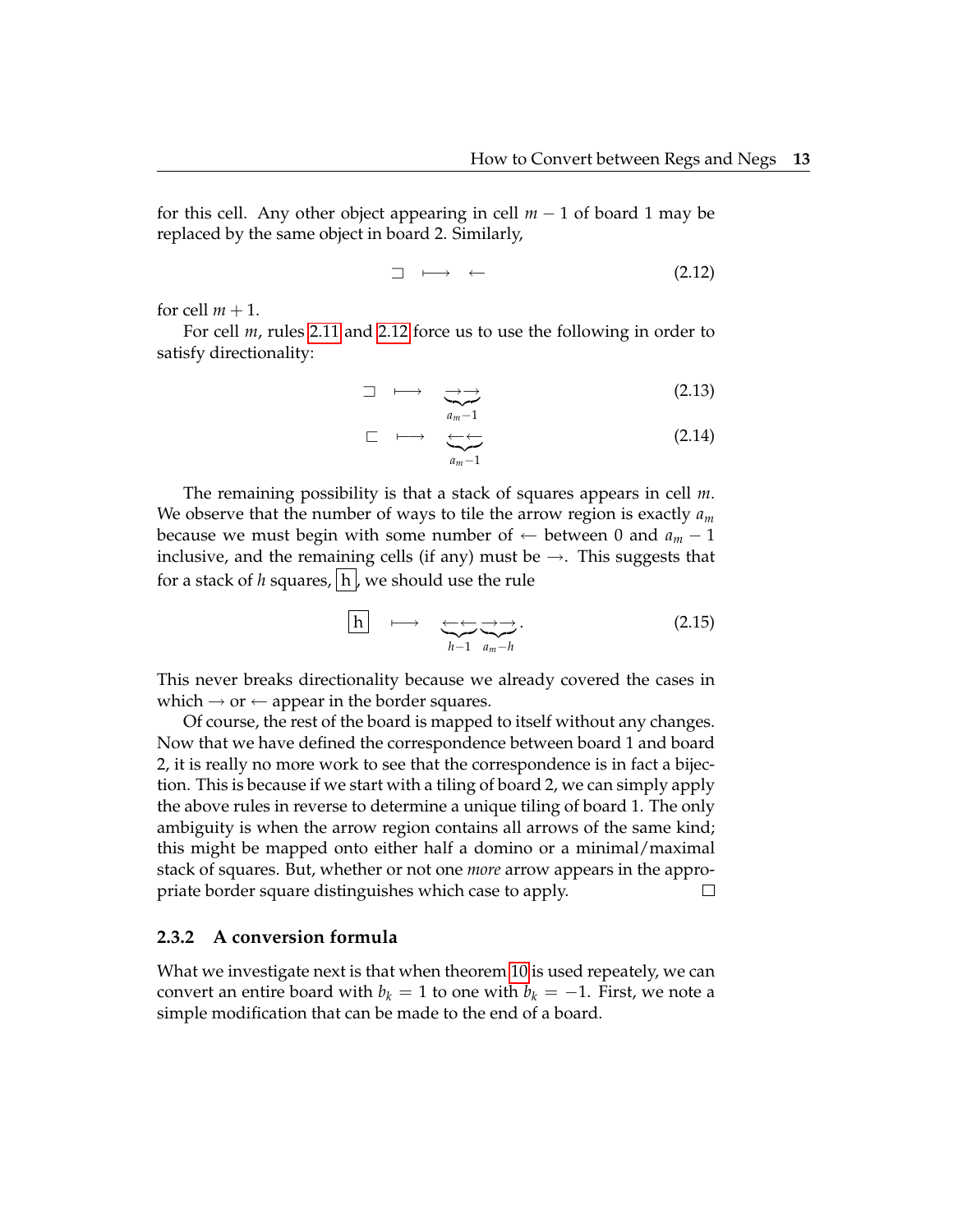for this cell. Any other object appearing in cell $m-1$ of board 1 may be replaced by the same object in board 2. Similarly,

$$\sqsupset \quad \longmapsto \quad \leftarrow \tag{2.12}$$

for cell $m+1$.

For cell $m$, rules 2.11 and 2.12 force us to use the following in order to satisfy directionality:

$$\sqsupset \quad \longmapsto \quad \underbrace{\rightarrow \rightarrow}_{a_m - 1} \tag{2.13}$$

$$\sqsubset \quad \longmapsto \quad \underbrace{\leftarrow \leftarrow}_{a_m - 1} \tag{2.14}$$

The remaining possibility is that a stack of squares appears in cell $m$. We observe that the number of ways to tile the arrow region is exactly $a_m$ because we must begin with some number of $\leftarrow$ between 0 and $a_m - 1$ inclusive, and the remaining cells (if any) must be $\rightarrow$. This suggests that for a stack of $h$ squares, $\boxed{\text{h}}$, we should use the rule

$$\boxed{\text{h}} \quad \longmapsto \quad \underbrace{\leftarrow \leftarrow}_{h-1} \underbrace{\rightarrow \rightarrow}_{a_m - h}. \tag{2.15}$$

This never breaks directionality because we already covered the cases in which $\rightarrow$ or $\leftarrow$ appear in the border squares.

Of course, the rest of the board is mapped to itself without any changes. Now that we have defined the correspondence between board 1 and board 2, it is really no more work to see that the correspondence is in fact a bijection. This is because if we start with a tiling of board 2, we can simply apply the above rules in reverse to determine a unique tiling of board 1. The only ambiguity is when the arrow region contains all arrows of the same kind; this might be mapped onto either half a domino or a minimal/maximal stack of squares. But, whether or not one *more* arrow appears in the appropriate border square distinguishes which case to apply. □

### 2.3.2 A conversion formula

What we investigate next is that when theorem 10 is used repeately, we can convert an entire board with $b_k = 1$ to one with $b_k = -1$. First, we note a simple modification that can be made to the end of a board.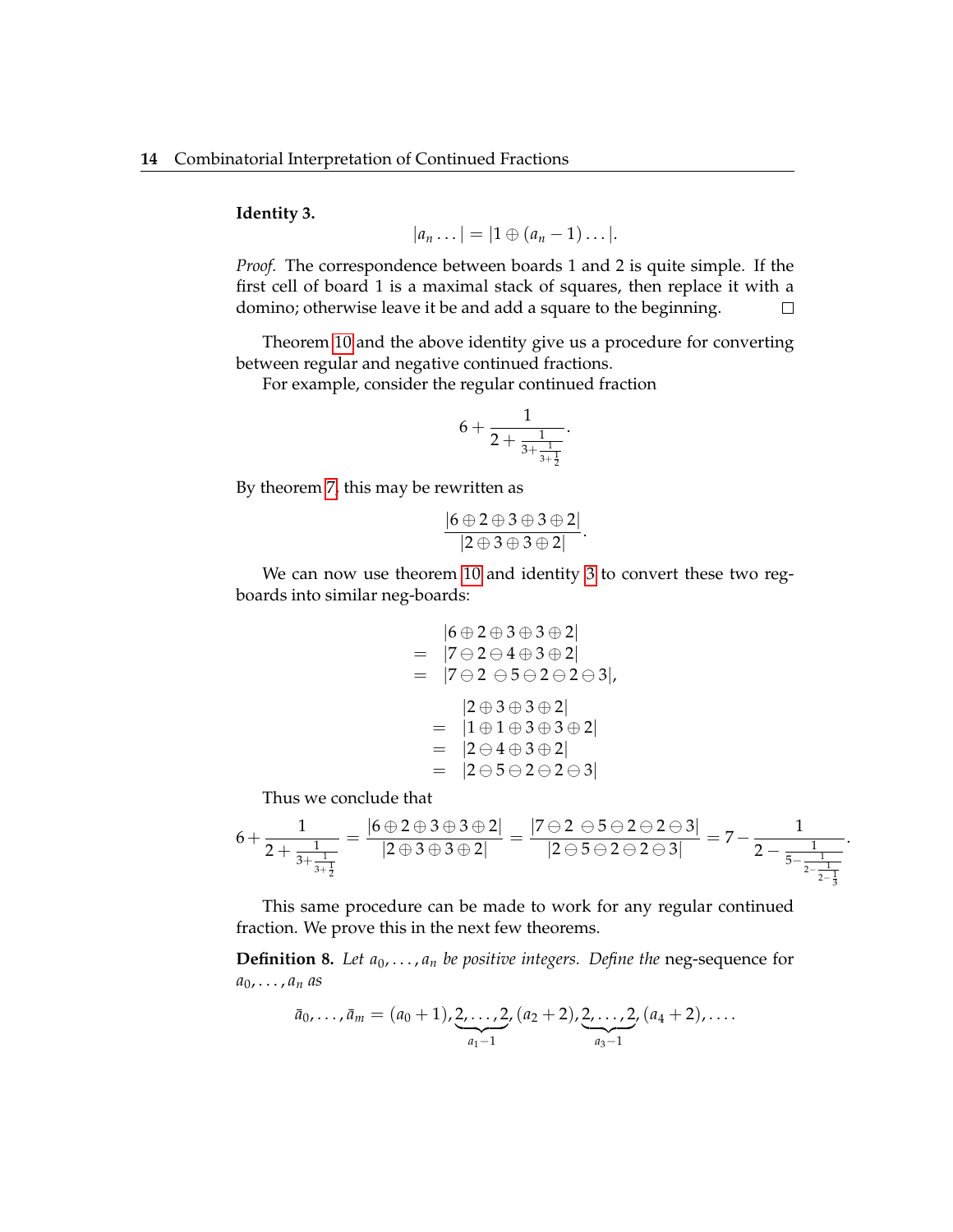**Identity 3.**

$$|a_n \ldots| = |1 \oplus (a_n - 1) \ldots|.$$

*Proof.* The correspondence between boards 1 and 2 is quite simple. If the first cell of board 1 is a maximal stack of squares, then replace it with a domino; otherwise leave it be and add a square to the beginning. □

Theorem 10 and the above identity give us a procedure for converting between regular and negative continued fractions.

For example, consider the regular continued fraction

$$6 + \cfrac{1}{2 + \cfrac{1}{3 + \cfrac{1}{3 + \frac{1}{2}}}}.$$

By theorem 7, this may be rewritten as

$$\frac{|6 \oplus 2 \oplus 3 \oplus 3 \oplus 2|}{|2 \oplus 3 \oplus 3 \oplus 2|}.$$

We can now use theorem 10 and identity 3 to convert these two reg-boards into similar neg-boards:

$$\begin{aligned} & |6 \oplus 2 \oplus 3 \oplus 3 \oplus 2| \\ = \; & |7 \ominus 2 \ominus 4 \oplus 3 \oplus 2| \\ = \; & |7 \ominus 2 \; \ominus 5 \ominus 2 \ominus 2 \ominus 3|, \end{aligned}$$

$$\begin{aligned} & |2 \oplus 3 \oplus 3 \oplus 2| \\ = \; & |1 \oplus 1 \oplus 3 \oplus 3 \oplus 2| \\ = \; & |2 \ominus 4 \oplus 3 \oplus 2| \\ = \; & |2 \ominus 5 \ominus 2 \ominus 2 \ominus 3| \end{aligned}$$

Thus we conclude that

$$6 + \cfrac{1}{2 + \cfrac{1}{3 + \cfrac{1}{3 + \frac{1}{2}}}} = \frac{|6 \oplus 2 \oplus 3 \oplus 3 \oplus 2|}{|2 \oplus 3 \oplus 3 \oplus 2|} = \frac{|7 \ominus 2 \; \ominus 5 \ominus 2 \ominus 2 \ominus 3|}{|2 \ominus 5 \ominus 2 \ominus 2 \ominus 3|} = 7 - \cfrac{1}{2 - \cfrac{1}{5 - \cfrac{1}{2 - \cfrac{1}{2 - \frac{1}{3}}}}}.$$

This same procedure can be made to work for any regular continued fraction. We prove this in the next few theorems.

**Definition 8.** *Let $a_0, \ldots, a_n$ be positive integers. Define the* neg-sequence *for $a_0, \ldots, a_n$ as*

$$\bar{a}_0, \ldots, \bar{a}_m = (a_0 + 1), \underbrace{2, \ldots, 2}_{a_1 - 1}, (a_2 + 2), \underbrace{2, \ldots, 2}_{a_3 - 1}, (a_4 + 2), \ldots.$$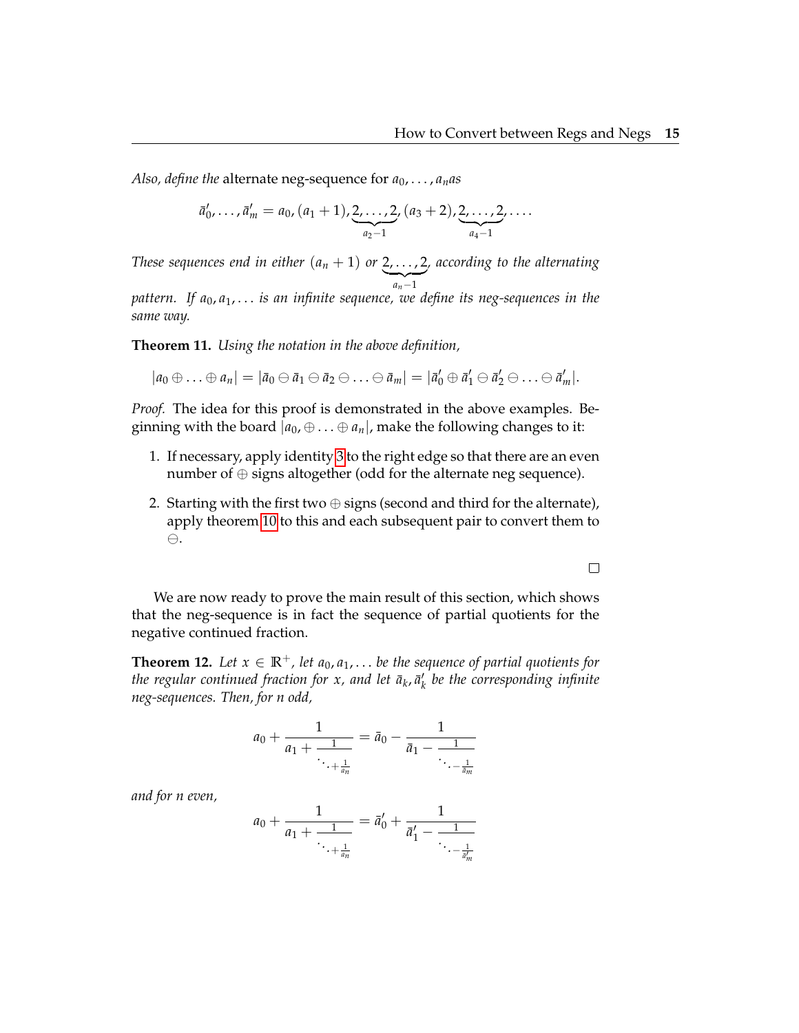*Also, define the* alternate neg-sequence for $a_0, \ldots, a_n$*as*

$$\bar{a}'_0, \ldots, \bar{a}'_m = a_0, (a_1+1), \underbrace{2, \ldots, 2}_{a_2-1}, (a_3+2), \underbrace{2, \ldots, 2}_{a_4-1}, \ldots.$$

*These sequences end in either* $(a_n + 1)$ *or* $\underbrace{2, \ldots, 2}_{a_n-1}$*, according to the alternating pattern. If* $a_0, a_1, \ldots$ *is an infinite sequence, we define its neg-sequences in the same way.*

**Theorem 11.** *Using the notation in the above definition,*

$$|a_0 \oplus \ldots \oplus a_n| = |\bar{a}_0 \ominus \bar{a}_1 \ominus \bar{a}_2 \ominus \ldots \ominus \bar{a}_m| = |\bar{a}'_0 \oplus \bar{a}'_1 \ominus \bar{a}'_2 \ominus \ldots \ominus \bar{a}'_m|.$$

*Proof.* The idea for this proof is demonstrated in the above examples. Beginning with the board $|a_0, \oplus \ldots \oplus a_n|$, make the following changes to it:

1. If necessary, apply identity 3 to the right edge so that there are an even number of $\oplus$ signs altogether (odd for the alternate neg sequence).
2. Starting with the first two $\oplus$ signs (second and third for the alternate), apply theorem 10 to this and each subsequent pair to convert them to $\ominus$.

□

We are now ready to prove the main result of this section, which shows that the neg-sequence is in fact the sequence of partial quotients for the negative continued fraction.

**Theorem 12.** *Let* $x \in \mathbb{R}^+$*, let* $a_0, a_1, \ldots$ *be the sequence of partial quotients for the regular continued fraction for* $x$*, and let* $\bar{a}_k, \bar{a}'_k$ *be the corresponding infinite neg-sequences. Then, for n odd,*

$$a_0 + \cfrac{1}{a_1 + \cfrac{1}{\ddots + \frac{1}{a_n}}} = \bar{a}_0 - \cfrac{1}{\bar{a}_1 - \cfrac{1}{\ddots - \frac{1}{\bar{a}_m}}}$$

*and for n even,*

$$a_0 + \cfrac{1}{a_1 + \cfrac{1}{\ddots + \frac{1}{a_n}}} = \bar{a}'_0 + \cfrac{1}{\bar{a}'_1 - \cfrac{1}{\ddots - \frac{1}{\bar{a}'_m}}}$$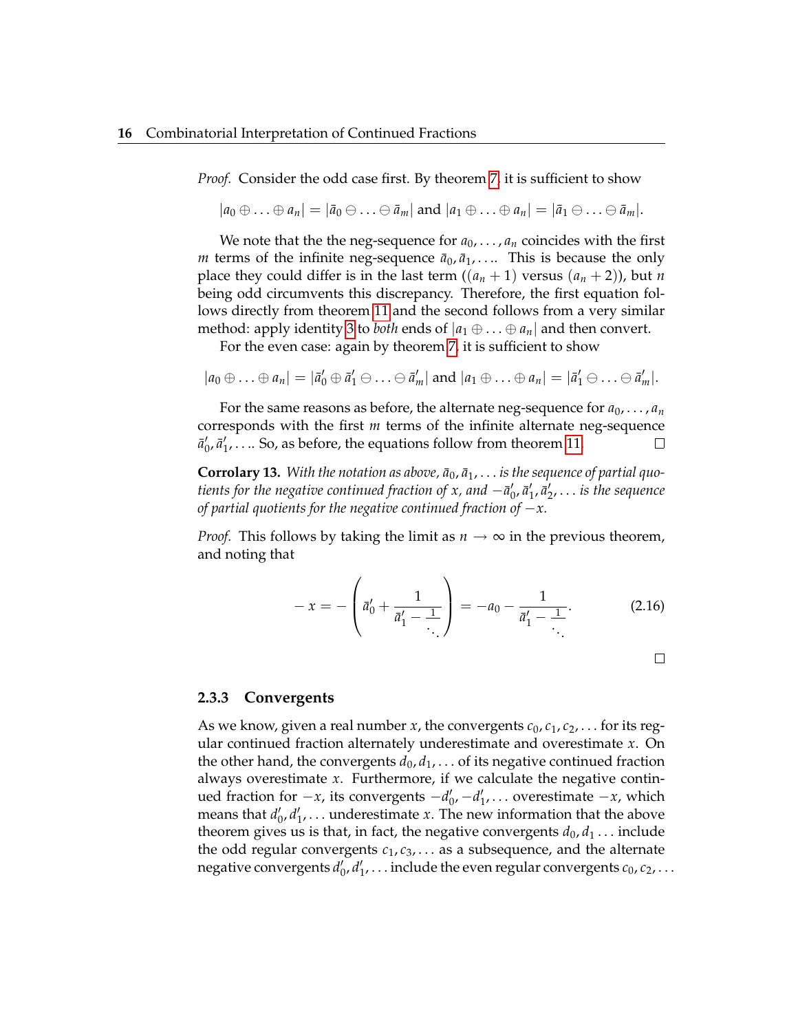*Proof.* Consider the odd case first. By theorem 7, it is sufficient to show

$$|a_0 \oplus \ldots \oplus a_n| = |\bar{a}_0 \ominus \ldots \ominus \bar{a}_m| \text{ and } |a_1 \oplus \ldots \oplus a_n| = |\bar{a}_1 \ominus \ldots \ominus \bar{a}_m|.$$

We note that the the neg-sequence for $a_0, \ldots, a_n$ coincides with the first $m$ terms of the infinite neg-sequence $\bar{a}_0, \bar{a}_1, \ldots$. This is because the only place they could differ is in the last term ($(a_n + 1)$ versus $(a_n + 2)$), but $n$ being odd circumvents this discrepancy. Therefore, the first equation follows directly from theorem 11 and the second follows from a very similar method: apply identity 3 to *both* ends of $|a_1 \oplus \ldots \oplus a_n|$ and then convert.

For the even case: again by theorem 7, it is sufficient to show

$$|a_0 \oplus \ldots \oplus a_n| = |\bar{a}'_0 \oplus \bar{a}'_1 \ominus \ldots \ominus \bar{a}'_m| \text{ and } |a_1 \oplus \ldots \oplus a_n| = |\bar{a}'_1 \ominus \ldots \ominus \bar{a}'_m|.$$

For the same reasons as before, the alternate neg-sequence for $a_0, \ldots, a_n$ corresponds with the first $m$ terms of the infinite alternate neg-sequence $\bar{a}'_0, \bar{a}'_1, \ldots$. So, as before, the equations follow from theorem 11. □

**Corrolary 13.** *With the notation as above, $\bar{a}_0, \bar{a}_1, \ldots$ is the sequence of partial quotients for the negative continued fraction of $x$, and $-\bar{a}'_0, \bar{a}'_1, \bar{a}'_2, \ldots$ is the sequence of partial quotients for the negative continued fraction of $-x$.*

*Proof.* This follows by taking the limit as $n \to \infty$ in the previous theorem, and noting that

$$-x = -\left(\bar{a}'_0 + \cfrac{1}{\bar{a}'_1 - \cfrac{1}{\ddots}}\right) = -a_0 - \cfrac{1}{\bar{a}'_1 - \cfrac{1}{\ddots}}. \tag{2.16}$$

□

### 2.3.3 Convergents

As we know, given a real number $x$, the convergents $c_0, c_1, c_2, \ldots$ for its regular continued fraction alternately underestimate and overestimate $x$. On the other hand, the convergents $d_0, d_1, \ldots$ of its negative continued fraction always overestimate $x$. Furthermore, if we calculate the negative continued fraction for $-x$, its convergents $-d'_0, -d'_1, \ldots$ overestimate $-x$, which means that $d'_0, d'_1, \ldots$ underestimate $x$. The new information that the above theorem gives us is that, in fact, the negative convergents $d_0, d_1 \ldots$ include the odd regular convergents $c_1, c_3, \ldots$ as a subsequence, and the alternate negative convergents $d'_0, d'_1, \ldots$ include the even regular convergents $c_0, c_2, \ldots$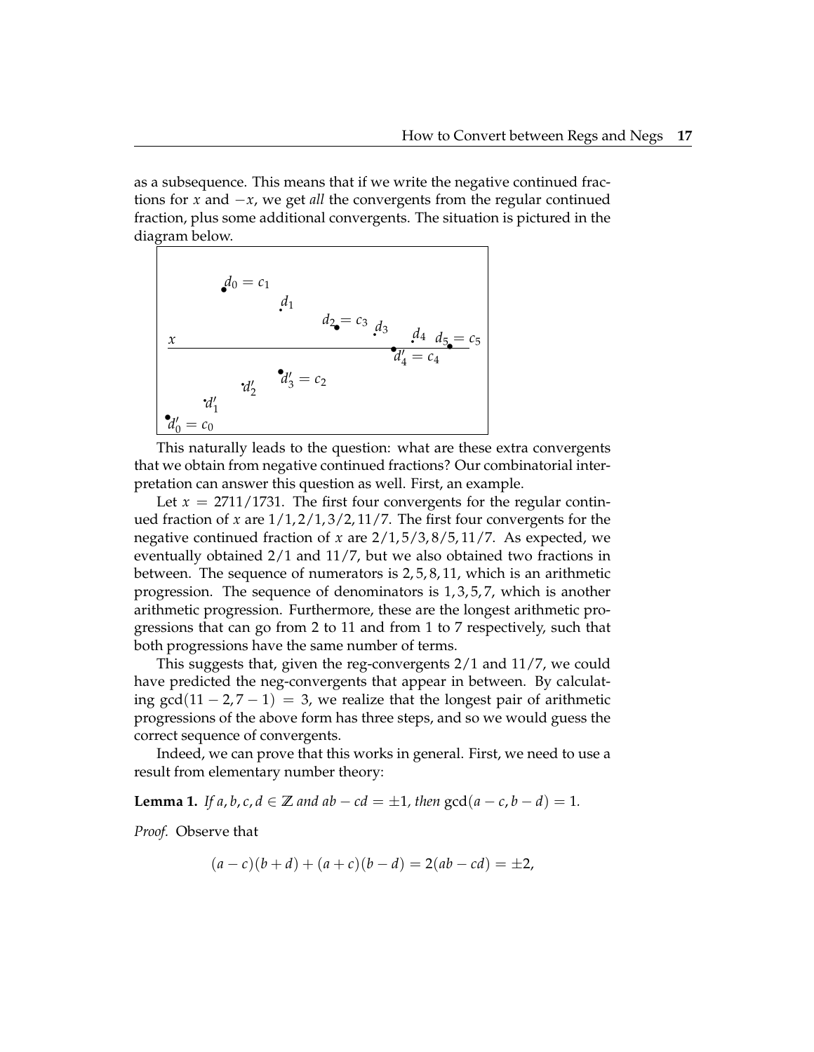as a subsequence. This means that if we write the negative continued fractions for $x$ and $-x$, we get *all* the convergents from the regular continued fraction, plus some additional convergents. The situation is pictured in the diagram below.

This naturally leads to the question: what are these extra convergents that we obtain from negative continued fractions? Our combinatorial interpretation can answer this question as well. First, an example.

Let $x = 2711/1731$. The first four convergents for the regular continued fraction of $x$ are $1/1, 2/1, 3/2, 11/7$. The first four convergents for the negative continued fraction of $x$ are $2/1, 5/3, 8/5, 11/7$. As expected, we eventually obtained $2/1$ and $11/7$, but we also obtained two fractions in between. The sequence of numerators is $2, 5, 8, 11$, which is an arithmetic progression. The sequence of denominators is $1, 3, 5, 7$, which is another arithmetic progression. Furthermore, these are the longest arithmetic progressions that can go from 2 to 11 and from 1 to 7 respectively, such that both progressions have the same number of terms.

This suggests that, given the reg-convergents $2/1$ and $11/7$, we could have predicted the neg-convergents that appear in between. By calculating $\gcd(11 - 2, 7 - 1) = 3$, we realize that the longest pair of arithmetic progressions of the above form has three steps, and so we would guess the correct sequence of convergents.

Indeed, we can prove that this works in general. First, we need to use a result from elementary number theory:

**Lemma 1.** *If $a, b, c, d \in \mathbb{Z}$ and $ab - cd = \pm 1$, then $\gcd(a - c, b - d) = 1$.*

*Proof.* Observe that

$$(a - c)(b + d) + (a + c)(b - d) = 2(ab - cd) = \pm 2,$$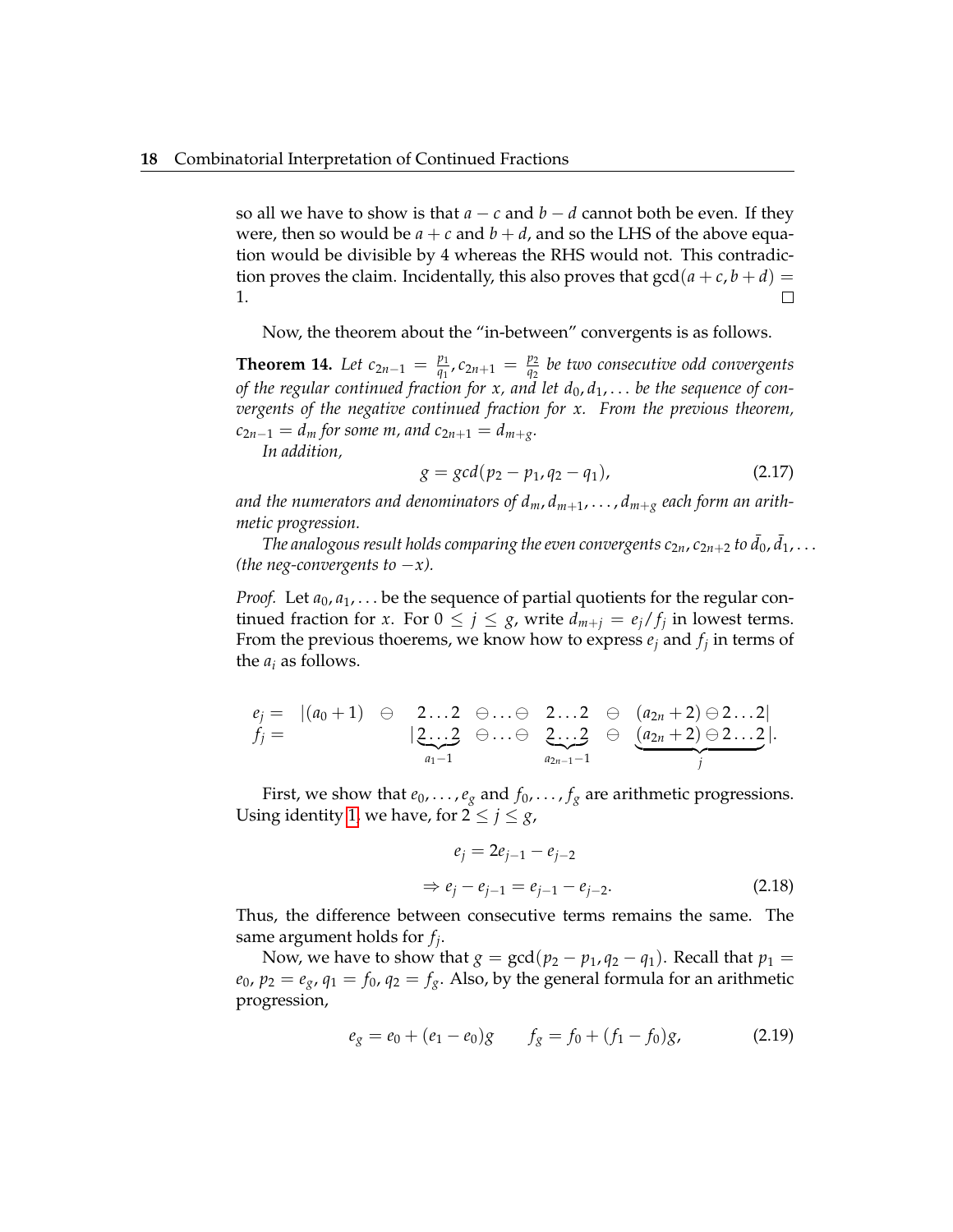so all we have to show is that $a - c$ and $b - d$ cannot both be even. If they were, then so would be $a + c$ and $b + d$, and so the LHS of the above equation would be divisible by 4 whereas the RHS would not. This contradiction proves the claim. Incidentally, this also proves that $\gcd(a + c, b + d) = 1$. □

Now, the theorem about the "in-between" convergents is as follows.

**Theorem 14.** *Let $c_{2n-1} = \frac{p_1}{q_1}, c_{2n+1} = \frac{p_2}{q_2}$ be two consecutive odd convergents of the regular continued fraction for $x$, and let $d_0, d_1, \ldots$ be the sequence of convergents of the negative continued fraction for $x$. From the previous theorem, $c_{2n-1} = d_m$ for some $m$, and $c_{2n+1} = d_{m+g}$.*

*In addition,*

$$g = gcd(p_2 - p_1, q_2 - q_1), \tag{2.17}$$

*and the numerators and denominators of $d_m, d_{m+1}, \ldots, d_{m+g}$ each form an arithmetic progression.*

*The analogous result holds comparing the even convergents $c_{2n}, c_{2n+2}$ to $\bar{d}_0, \bar{d}_1, \ldots$ (the neg-convergents to $-x$).*

*Proof.* Let $a_0, a_1, \ldots$ be the sequence of partial quotients for the regular continued fraction for $x$. For $0 \leq j \leq g$, write $d_{m+j} = e_j / f_j$ in lowest terms. From the previous thoerems, we know how to express $e_j$ and $f_j$ in terms of the $a_i$ as follows.

$$\begin{array}{llllllll} e_j = & |(a_0+1) & \ominus & 2\ldots2 & \ominus\ldots\ominus & 2\ldots2 & \ominus & (a_{2n}+2)\ominus 2\ldots2| \\ f_j = & & & |\underbrace{2\ldots2}_{a_1-1} & \ominus\ldots\ominus & \underbrace{2\ldots2}_{a_{2n-1}-1} & \ominus & \underbrace{(a_{2n}+2)\ominus 2\ldots2}_{j}|. \end{array}$$

First, we show that $e_0, \ldots, e_g$ and $f_0, \ldots, f_g$ are arithmetic progressions. Using identity 1, we have, for $2 \leq j \leq g$,

$$e_j = 2e_{j-1} - e_{j-2}$$

$$\Rightarrow e_j - e_{j-1} = e_{j-1} - e_{j-2}. \tag{2.18}$$

Thus, the difference between consecutive terms remains the same. The same argument holds for $f_j$.

Now, we have to show that $g = \gcd(p_2 - p_1, q_2 - q_1)$. Recall that $p_1 = e_0$, $p_2 = e_g$, $q_1 = f_0$, $q_2 = f_g$. Also, by the general formula for an arithmetic progression,

$$e_g = e_0 + (e_1 - e_0)g \qquad f_g = f_0 + (f_1 - f_0)g, \tag{2.19}$$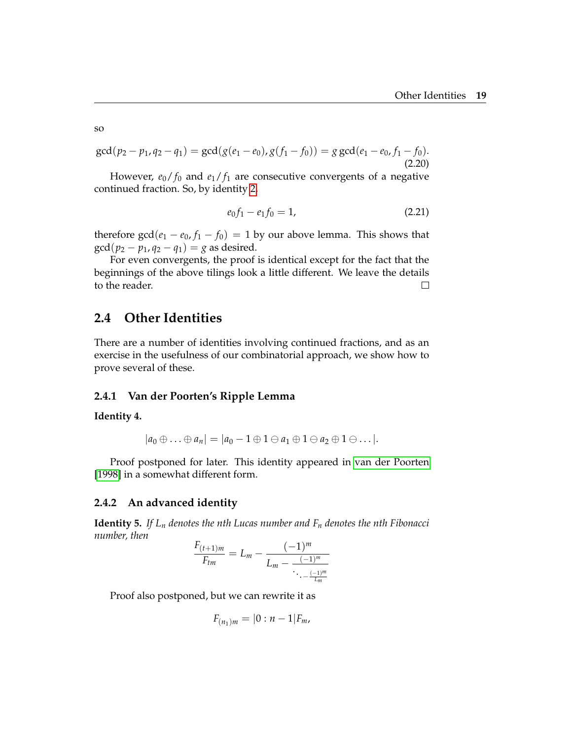so

$$\gcd(p_2 - p_1, q_2 - q_1) = \gcd(g(e_1 - e_0), g(f_1 - f_0)) = g \gcd(e_1 - e_0, f_1 - f_0). \tag{2.20}$$

However, $e_0/f_0$ and $e_1/f_1$ are consecutive convergents of a negative continued fraction. So, by identity 2,

$$e_0 f_1 - e_1 f_0 = 1, \tag{2.21}$$

therefore $\gcd(e_1 - e_0, f_1 - f_0) = 1$ by our above lemma. This shows that $\gcd(p_2 - p_1, q_2 - q_1) = g$ as desired.

For even convergents, the proof is identical except for the fact that the beginnings of the above tilings look a little different. We leave the details to the reader. □

## 2.4 Other Identities

There are a number of identities involving continued fractions, and as an exercise in the usefulness of our combinatorial approach, we show how to prove several of these.

### 2.4.1 Van der Poorten's Ripple Lemma

**Identity 4.**

$$|a_0 \oplus \ldots \oplus a_n| = |a_0 - 1 \oplus 1 \ominus a_1 \oplus 1 \ominus a_2 \oplus 1 \ominus \ldots|.$$

Proof postponed for later. This identity appeared in van der Poorten [1998] in a somewhat different form.

### 2.4.2 An advanced identity

**Identity 5.** *If $L_n$ denotes the nth Lucas number and $F_n$ denotes the nth Fibonacci number, then*

$$\frac{F_{(t+1)m}}{F_{tm}} = L_m - \cfrac{(-1)^m}{L_m - \cfrac{(-1)^m}{\ddots - \cfrac{(-1)^m}{L_m}}}$$

Proof also postponed, but we can rewrite it as

$$F_{(n_1)m} = |0 : n - 1| F_m,$$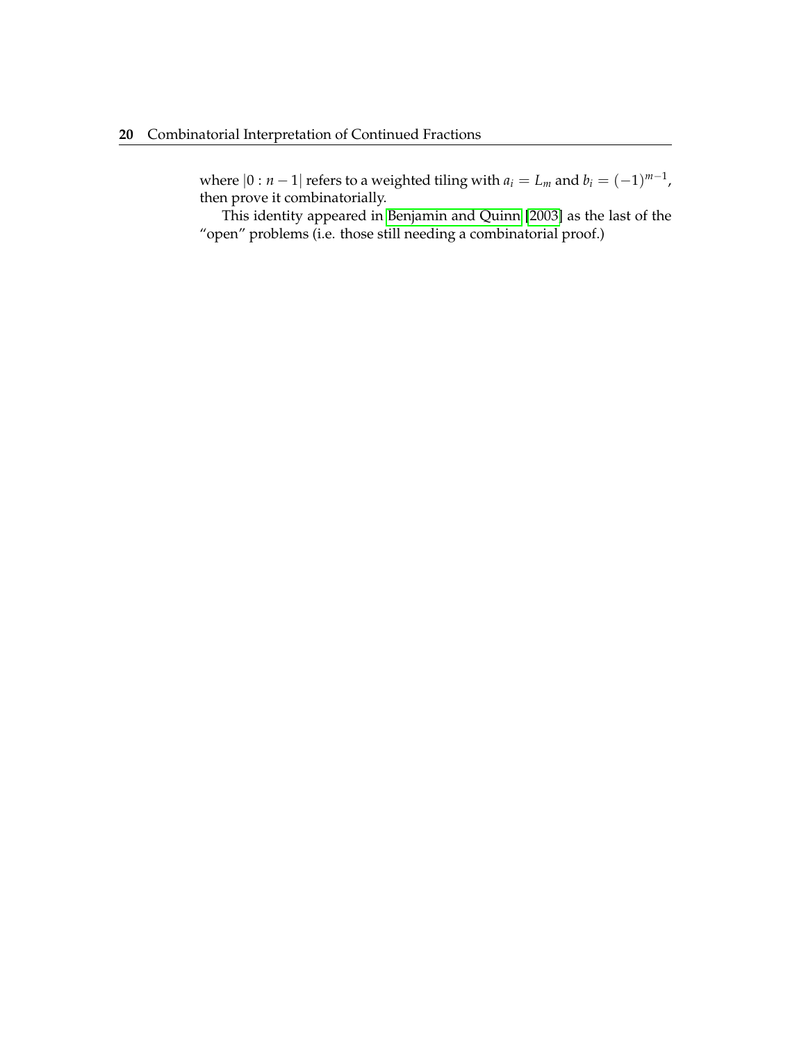where $|0 : n-1|$ refers to a weighted tiling with $a_i = L_m$ and $b_i = (-1)^{m-1}$, then prove it combinatorially.

This identity appeared in Benjamin and Quinn [2003] as the last of the "open" problems (i.e. those still needing a combinatorial proof.)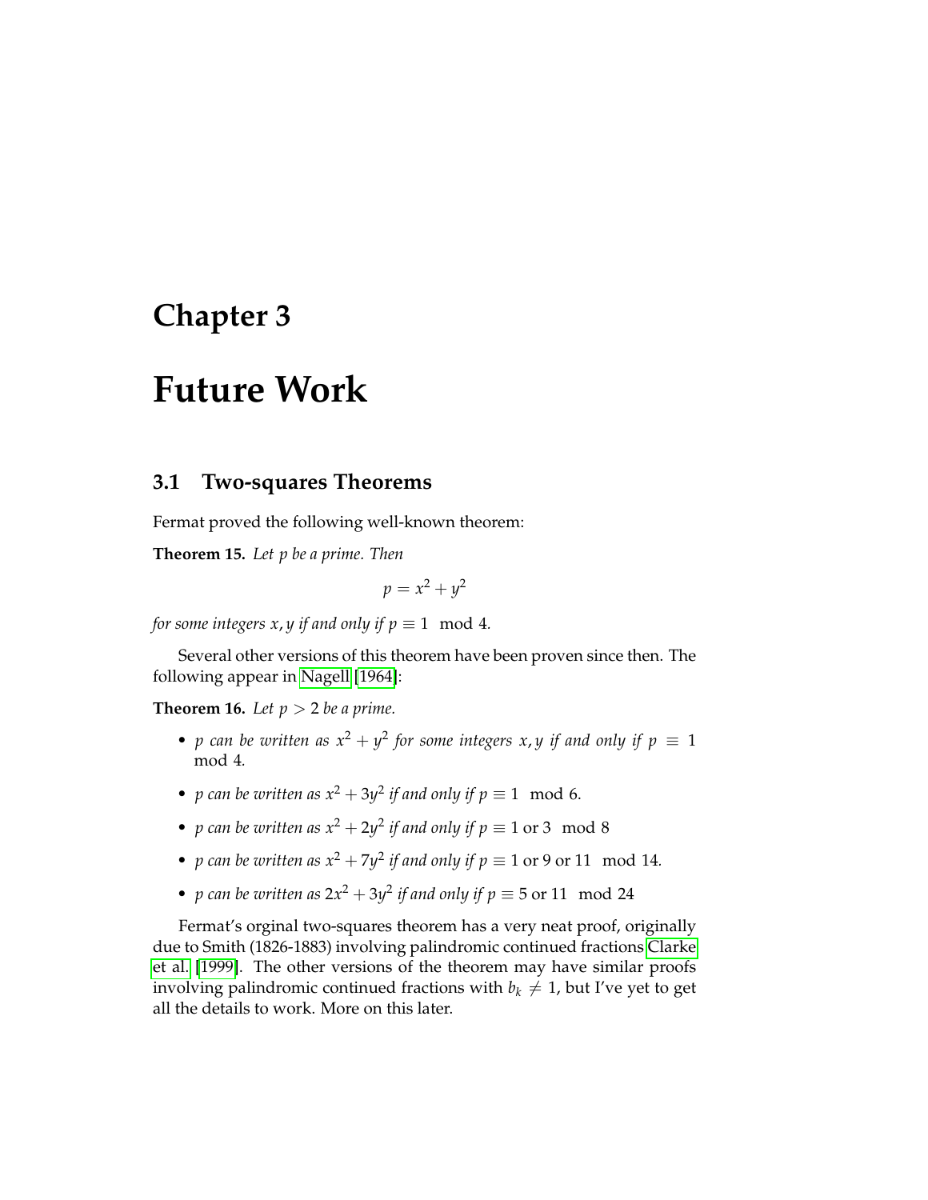# Chapter 3

# Future Work

## 3.1 Two-squares Theorems

Fermat proved the following well-known theorem:

**Theorem 15.** *Let $p$ be a prime. Then*

$$p = x^2 + y^2$$

*for some integers $x, y$ if and only if $p \equiv 1 \mod 4$.*

Several other versions of this theorem have been proven since then. The following appear in Nagell [1964]:

**Theorem 16.** *Let $p > 2$ be a prime.*

- *$p$ can be written as $x^2 + y^2$ for some integers $x, y$ if and only if $p \equiv 1 \mod 4$.*
- *$p$ can be written as $x^2 + 3y^2$ if and only if $p \equiv 1 \mod 6$.*
- *$p$ can be written as $x^2 + 2y^2$ if and only if $p \equiv 1 \text{ or } 3 \mod 8$*
- *$p$ can be written as $x^2 + 7y^2$ if and only if $p \equiv 1 \text{ or } 9 \text{ or } 11 \mod 14$.*
- *$p$ can be written as $2x^2 + 3y^2$ if and only if $p \equiv 5 \text{ or } 11 \mod 24$*

Fermat's orginal two-squares theorem has a very neat proof, originally due to Smith (1826-1883) involving palindromic continued fractions Clarke et al. [1999]. The other versions of the theorem may have similar proofs involving palindromic continued fractions with $b_k \neq 1$, but I've yet to get all the details to work. More on this later.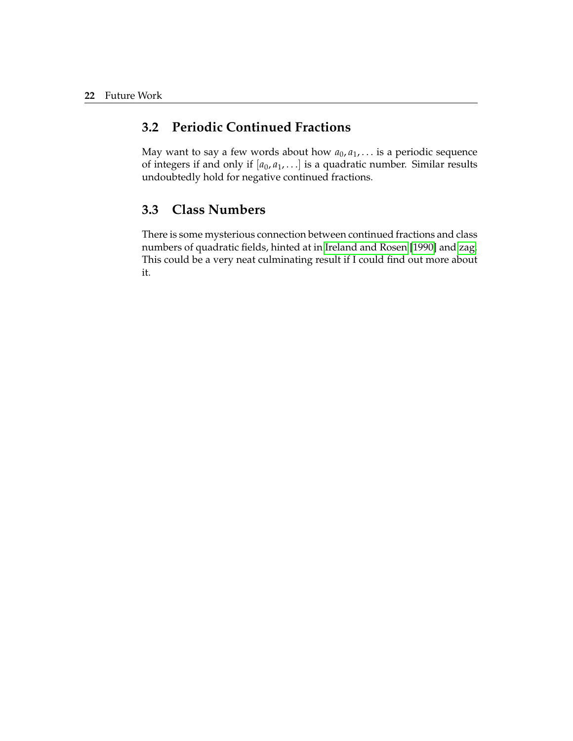## 3.2 Periodic Continued Fractions

May want to say a few words about how $a_0, a_1, \ldots$ is a periodic sequence of integers if and only if $[a_0, a_1, \ldots]$ is a quadratic number. Similar results undoubtedly hold for negative continued fractions.

## 3.3 Class Numbers

There is some mysterious connection between continued fractions and class numbers of quadratic fields, hinted at in Ireland and Rosen [1990] and zag. This could be a very neat culminating result if I could find out more about it.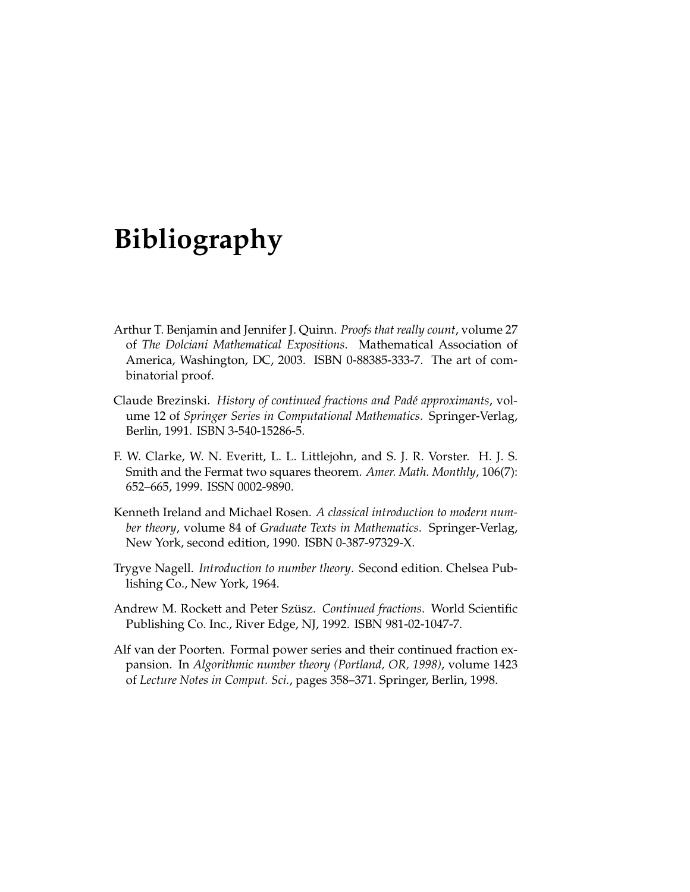# Bibliography

Arthur T. Benjamin and Jennifer J. Quinn. *Proofs that really count*, volume 27 of *The Dolciani Mathematical Expositions*. Mathematical Association of America, Washington, DC, 2003. ISBN 0-88385-333-7. The art of combinatorial proof.

Claude Brezinski. *History of continued fractions and Padé approximants*, volume 12 of *Springer Series in Computational Mathematics*. Springer-Verlag, Berlin, 1991. ISBN 3-540-15286-5.

F. W. Clarke, W. N. Everitt, L. L. Littlejohn, and S. J. R. Vorster. H. J. S. Smith and the Fermat two squares theorem. *Amer. Math. Monthly*, 106(7): 652–665, 1999. ISSN 0002-9890.

Kenneth Ireland and Michael Rosen. *A classical introduction to modern number theory*, volume 84 of *Graduate Texts in Mathematics*. Springer-Verlag, New York, second edition, 1990. ISBN 0-387-97329-X.

Trygve Nagell. *Introduction to number theory*. Second edition. Chelsea Publishing Co., New York, 1964.

Andrew M. Rockett and Peter Szüsz. *Continued fractions*. World Scientific Publishing Co. Inc., River Edge, NJ, 1992. ISBN 981-02-1047-7.

Alf van der Poorten. Formal power series and their continued fraction expansion. In *Algorithmic number theory (Portland, OR, 1998)*, volume 1423 of *Lecture Notes in Comput. Sci.*, pages 358–371. Springer, Berlin, 1998.